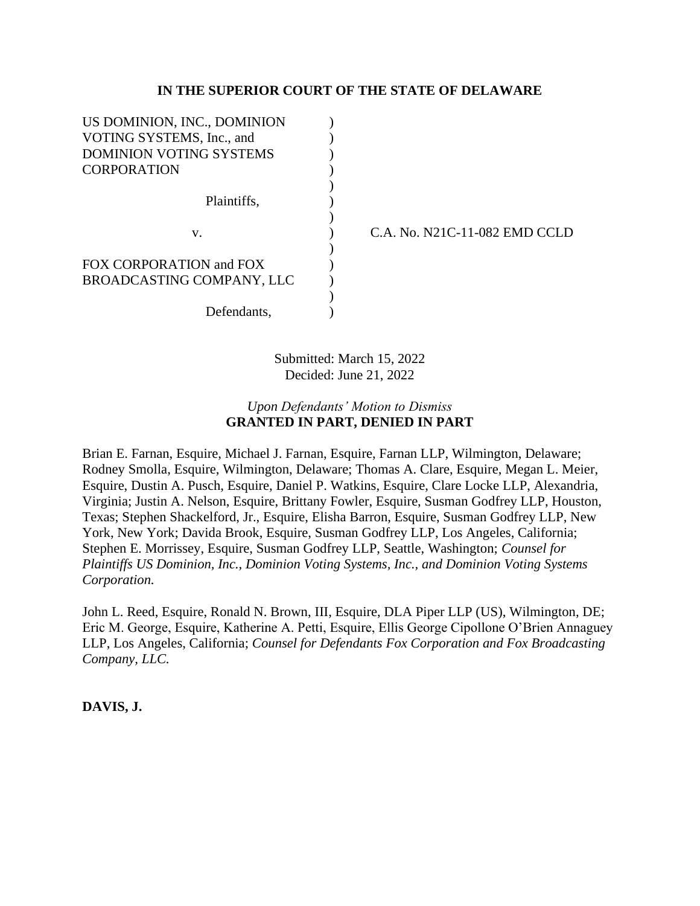**IN THE SUPERIOR COURT OF THE STATE OF DELAWARE**

| | | |
|---|---|---|
| US DOMINION, INC., DOMINION VOTING SYSTEMS, Inc., and DOMINION VOTING SYSTEMS CORPORATION | ) | |
| Plaintiffs, | ) | |
| v. | ) | C.A. No. N21C-11-082 EMD CCLD |
| FOX CORPORATION and FOX BROADCASTING COMPANY, LLC | ) | |
| Defendants, | ) | |

Submitted: March 15, 2022
Decided: June 21, 2022

*Upon Defendants' Motion to Dismiss*
**GRANTED IN PART, DENIED IN PART**

Brian E. Farnan, Esquire, Michael J. Farnan, Esquire, Farnan LLP, Wilmington, Delaware; Rodney Smolla, Esquire, Wilmington, Delaware; Thomas A. Clare, Esquire, Megan L. Meier, Esquire, Dustin A. Pusch, Esquire, Daniel P. Watkins, Esquire, Clare Locke LLP, Alexandria, Virginia; Justin A. Nelson, Esquire, Brittany Fowler, Esquire, Susman Godfrey LLP, Houston, Texas; Stephen Shackelford, Jr., Esquire, Elisha Barron, Esquire, Susman Godfrey LLP, New York, New York; Davida Brook, Esquire, Susman Godfrey LLP, Los Angeles, California; Stephen E. Morrissey, Esquire, Susman Godfrey LLP, Seattle, Washington; *Counsel for Plaintiffs US Dominion, Inc., Dominion Voting Systems, Inc., and Dominion Voting Systems Corporation.*

John L. Reed, Esquire, Ronald N. Brown, III, Esquire, DLA Piper LLP (US), Wilmington, DE; Eric M. George, Esquire, Katherine A. Petti, Esquire, Ellis George Cipollone O'Brien Annaguey LLP, Los Angeles, California; *Counsel for Defendants Fox Corporation and Fox Broadcasting Company, LLC.*

**DAVIS, J.**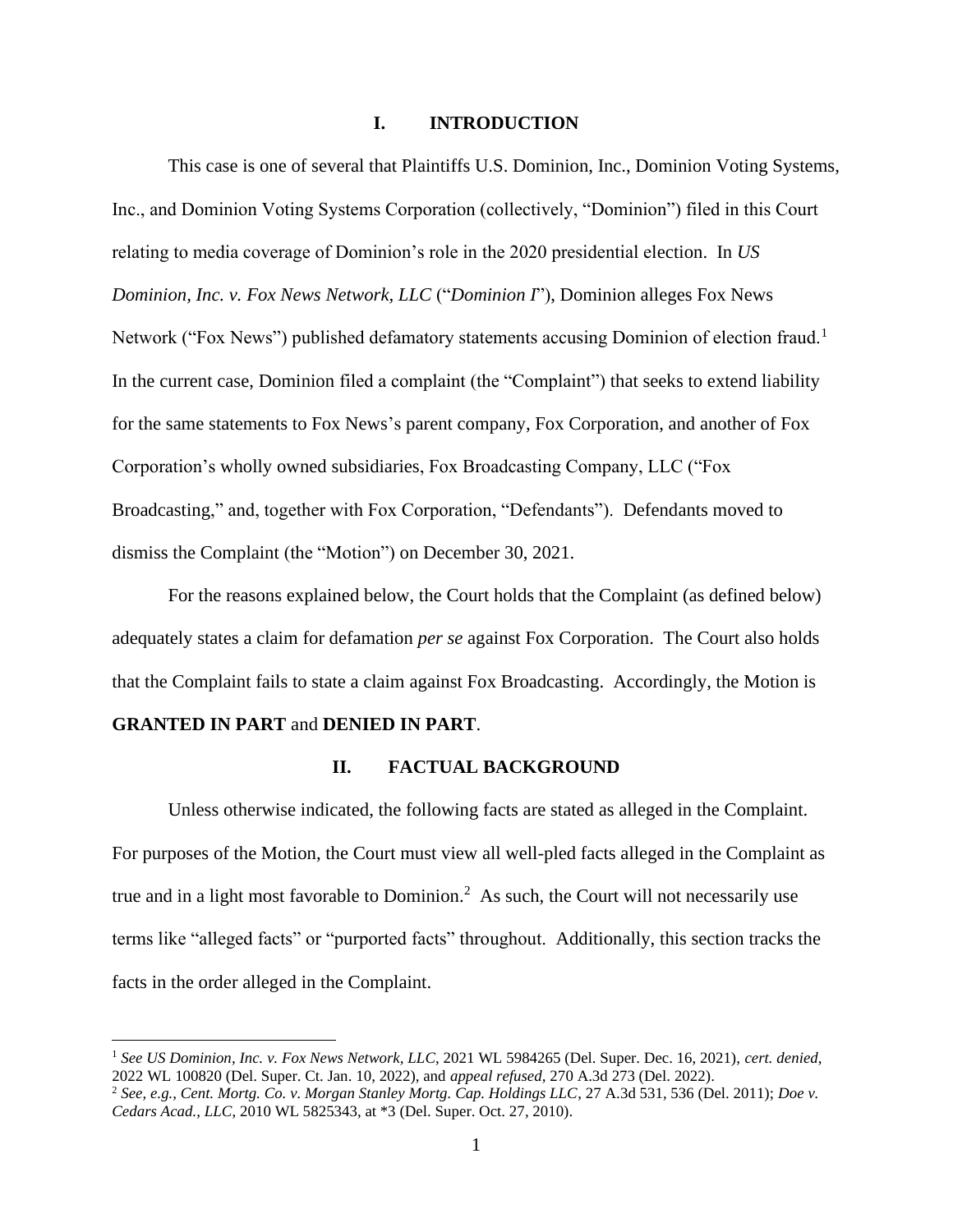## I. INTRODUCTION

This case is one of several that Plaintiffs U.S. Dominion, Inc., Dominion Voting Systems, Inc., and Dominion Voting Systems Corporation (collectively, "Dominion") filed in this Court relating to media coverage of Dominion's role in the 2020 presidential election. In *US Dominion, Inc. v. Fox News Network, LLC* ("*Dominion I*"), Dominion alleges Fox News Network ("Fox News") published defamatory statements accusing Dominion of election fraud.[1] In the current case, Dominion filed a complaint (the "Complaint") that seeks to extend liability for the same statements to Fox News's parent company, Fox Corporation, and another of Fox Corporation's wholly owned subsidiaries, Fox Broadcasting Company, LLC ("Fox Broadcasting," and, together with Fox Corporation, "Defendants"). Defendants moved to dismiss the Complaint (the "Motion") on December 30, 2021.

For the reasons explained below, the Court holds that the Complaint (as defined below) adequately states a claim for defamation *per se* against Fox Corporation. The Court also holds that the Complaint fails to state a claim against Fox Broadcasting. Accordingly, the Motion is **GRANTED IN PART** and **DENIED IN PART**.

## II. FACTUAL BACKGROUND

Unless otherwise indicated, the following facts are stated as alleged in the Complaint. For purposes of the Motion, the Court must view all well-pled facts alleged in the Complaint as true and in a light most favorable to Dominion.[2] As such, the Court will not necessarily use terms like "alleged facts" or "purported facts" throughout. Additionally, this section tracks the facts in the order alleged in the Complaint.

---

[1] *See US Dominion, Inc. v. Fox News Network, LLC*, 2021 WL 5984265 (Del. Super. Dec. 16, 2021), *cert. denied*, 2022 WL 100820 (Del. Super. Ct. Jan. 10, 2022), and *appeal refused*, 270 A.3d 273 (Del. 2022).

[2] *See, e.g., Cent. Mortg. Co. v. Morgan Stanley Mortg. Cap. Holdings LLC*, 27 A.3d 531, 536 (Del. 2011); *Doe v. Cedars Acad., LLC*, 2010 WL 5825343, at *3 (Del. Super. Oct. 27, 2010).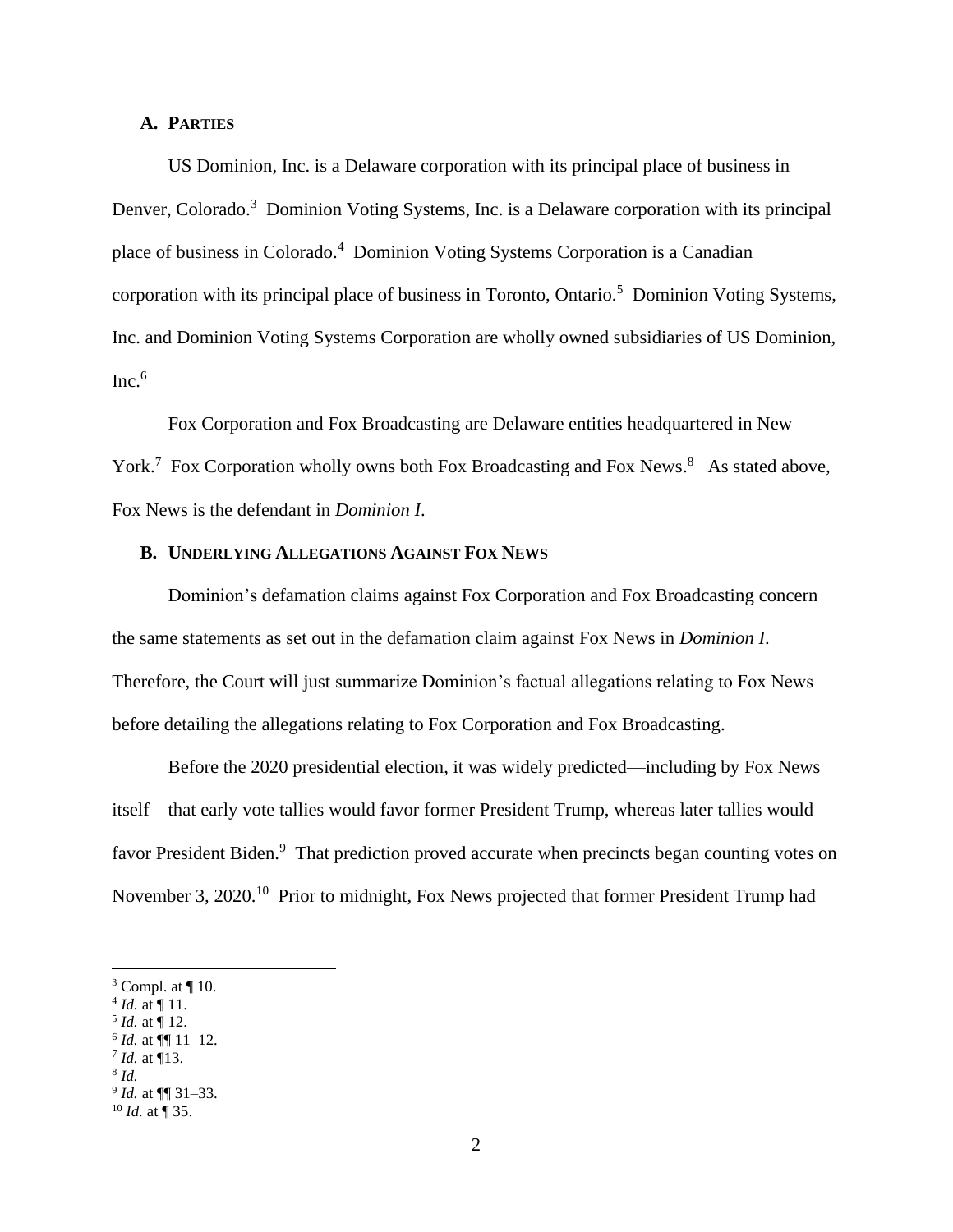### A. Parties

US Dominion, Inc. is a Delaware corporation with its principal place of business in Denver, Colorado.[3] Dominion Voting Systems, Inc. is a Delaware corporation with its principal place of business in Colorado.[4] Dominion Voting Systems Corporation is a Canadian corporation with its principal place of business in Toronto, Ontario.[5] Dominion Voting Systems, Inc. and Dominion Voting Systems Corporation are wholly owned subsidiaries of US Dominion, Inc.[6]

Fox Corporation and Fox Broadcasting are Delaware entities headquartered in New York.[7] Fox Corporation wholly owns both Fox Broadcasting and Fox News.[8] As stated above, Fox News is the defendant in *Dominion I*.

### B. Underlying Allegations Against Fox News

Dominion's defamation claims against Fox Corporation and Fox Broadcasting concern the same statements as set out in the defamation claim against Fox News in *Dominion I*. Therefore, the Court will just summarize Dominion's factual allegations relating to Fox News before detailing the allegations relating to Fox Corporation and Fox Broadcasting.

Before the 2020 presidential election, it was widely predicted—including by Fox News itself—that early vote tallies would favor former President Trump, whereas later tallies would favor President Biden.[9] That prediction proved accurate when precincts began counting votes on November 3, 2020.[10] Prior to midnight, Fox News projected that former President Trump had

---

[3] Compl. at ¶ 10.
[4] *Id.* at ¶ 11.
[5] *Id.* at ¶ 12.
[6] *Id.* at ¶¶ 11–12.
[7] *Id.* at ¶13.
[8] *Id.*
[9] *Id.* at ¶¶ 31–33.
[10] *Id.* at ¶ 35.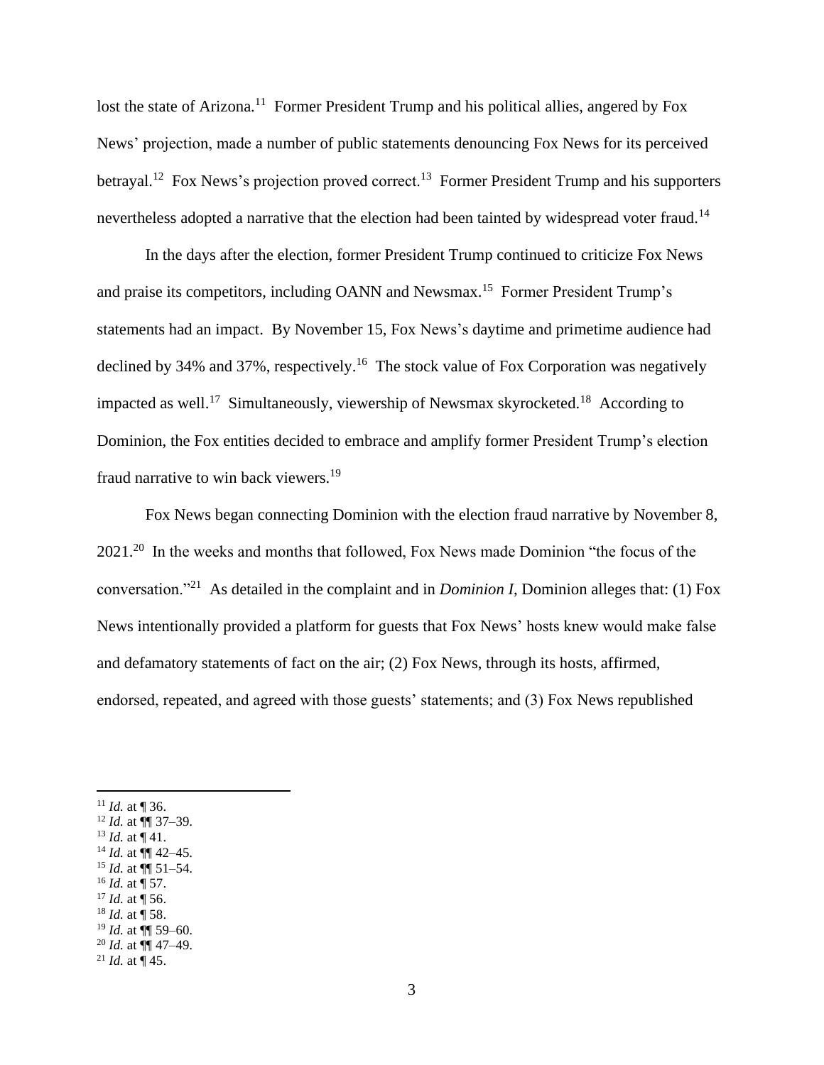lost the state of Arizona.[11] Former President Trump and his political allies, angered by Fox News' projection, made a number of public statements denouncing Fox News for its perceived betrayal.[12] Fox News's projection proved correct.[13] Former President Trump and his supporters nevertheless adopted a narrative that the election had been tainted by widespread voter fraud.[14]

In the days after the election, former President Trump continued to criticize Fox News and praise its competitors, including OANN and Newsmax.[15] Former President Trump's statements had an impact. By November 15, Fox News's daytime and primetime audience had declined by 34% and 37%, respectively.[16] The stock value of Fox Corporation was negatively impacted as well.[17] Simultaneously, viewership of Newsmax skyrocketed.[18] According to Dominion, the Fox entities decided to embrace and amplify former President Trump's election fraud narrative to win back viewers.[19]

Fox News began connecting Dominion with the election fraud narrative by November 8, 2021.[20] In the weeks and months that followed, Fox News made Dominion "the focus of the conversation."[21] As detailed in the complaint and in *Dominion I*, Dominion alleges that: (1) Fox News intentionally provided a platform for guests that Fox News' hosts knew would make false and defamatory statements of fact on the air; (2) Fox News, through its hosts, affirmed, endorsed, repeated, and agreed with those guests' statements; and (3) Fox News republished

---

[11] *Id.* at ¶ 36.
[12] *Id.* at ¶¶ 37–39.
[13] *Id.* at ¶ 41.
[14] *Id.* at ¶¶ 42–45.
[15] *Id.* at ¶¶ 51–54.
[16] *Id.* at ¶ 57.
[17] *Id.* at ¶ 56.
[18] *Id.* at ¶ 58.
[19] *Id.* at ¶¶ 59–60.
[20] *Id.* at ¶¶ 47–49.
[21] *Id.* at ¶ 45.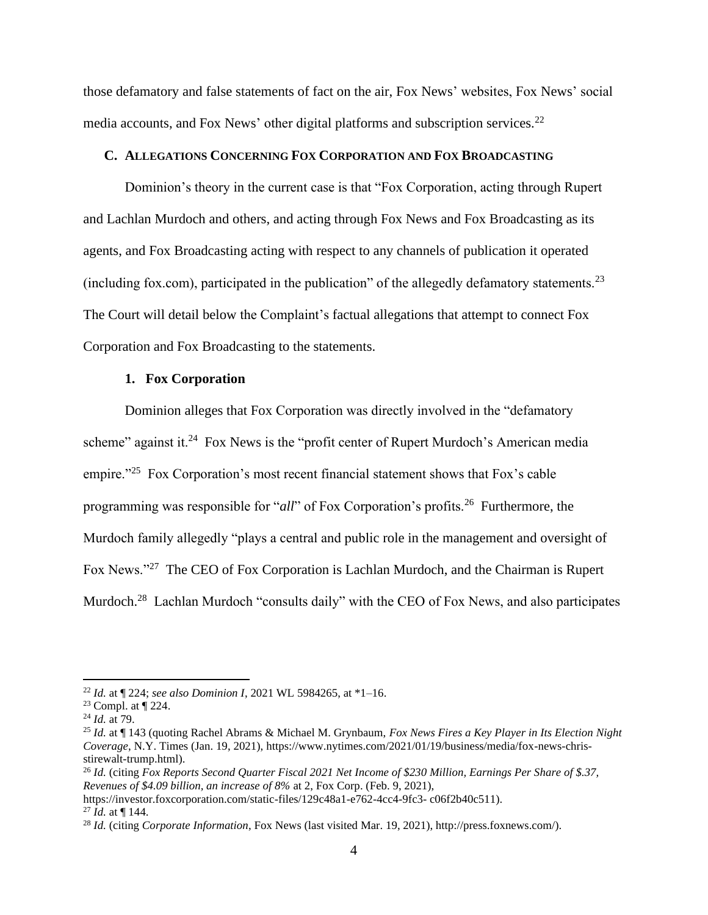those defamatory and false statements of fact on the air, Fox News' websites, Fox News' social media accounts, and Fox News' other digital platforms and subscription services.[22]

### C. ALLEGATIONS CONCERNING FOX CORPORATION AND FOX BROADCASTING

Dominion's theory in the current case is that "Fox Corporation, acting through Rupert and Lachlan Murdoch and others, and acting through Fox News and Fox Broadcasting as its agents, and Fox Broadcasting acting with respect to any channels of publication it operated (including fox.com), participated in the publication" of the allegedly defamatory statements.[23] The Court will detail below the Complaint's factual allegations that attempt to connect Fox Corporation and Fox Broadcasting to the statements.

#### 1. Fox Corporation

Dominion alleges that Fox Corporation was directly involved in the "defamatory scheme" against it.[24] Fox News is the "profit center of Rupert Murdoch's American media empire."[25] Fox Corporation's most recent financial statement shows that Fox's cable programming was responsible for "*all*" of Fox Corporation's profits.[26] Furthermore, the Murdoch family allegedly "plays a central and public role in the management and oversight of Fox News."[27] The CEO of Fox Corporation is Lachlan Murdoch, and the Chairman is Rupert Murdoch.[28] Lachlan Murdoch "consults daily" with the CEO of Fox News, and also participates

---

[22] *Id.* at ¶ 224; *see also Dominion I*, 2021 WL 5984265, at \*1–16.

[23] Compl. at ¶ 224.

[24] *Id.* at 79.

[25] *Id.* at ¶ 143 (quoting Rachel Abrams & Michael M. Grynbaum, *Fox News Fires a Key Player in Its Election Night Coverage*, N.Y. Times (Jan. 19, 2021), https://www.nytimes.com/2021/01/19/business/media/fox-news-chris-stirewalt-trump.html).

[26] *Id.* (citing *Fox Reports Second Quarter Fiscal 2021 Net Income of $230 Million, Earnings Per Share of $.37, Revenues of $4.09 billion, an increase of 8%* at 2, Fox Corp. (Feb. 9, 2021), https://investor.foxcorporation.com/static-files/129c48a1-e762-4cc4-9fc3- c06f2b40c511).

[27] *Id.* at ¶ 144.

[28] *Id.* (citing *Corporate Information*, Fox News (last visited Mar. 19, 2021), http://press.foxnews.com/).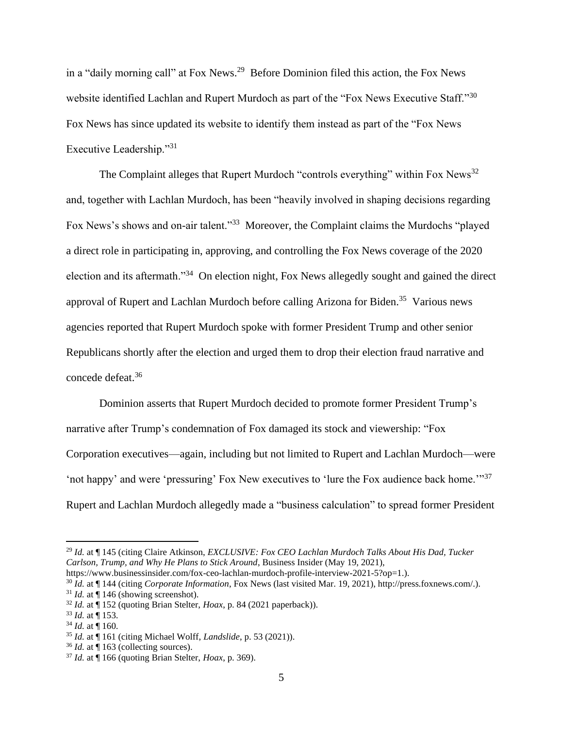in a "daily morning call" at Fox News.[29] Before Dominion filed this action, the Fox News website identified Lachlan and Rupert Murdoch as part of the "Fox News Executive Staff."[30] Fox News has since updated its website to identify them instead as part of the "Fox News Executive Leadership."[31]

The Complaint alleges that Rupert Murdoch "controls everything" within Fox News[32] and, together with Lachlan Murdoch, has been "heavily involved in shaping decisions regarding Fox News's shows and on-air talent."[33] Moreover, the Complaint claims the Murdochs "played a direct role in participating in, approving, and controlling the Fox News coverage of the 2020 election and its aftermath."[34] On election night, Fox News allegedly sought and gained the direct approval of Rupert and Lachlan Murdoch before calling Arizona for Biden.[35] Various news agencies reported that Rupert Murdoch spoke with former President Trump and other senior Republicans shortly after the election and urged them to drop their election fraud narrative and concede defeat.[36]

Dominion asserts that Rupert Murdoch decided to promote former President Trump's narrative after Trump's condemnation of Fox damaged its stock and viewership: "Fox Corporation executives—again, including but not limited to Rupert and Lachlan Murdoch—were 'not happy' and were 'pressuring' Fox New executives to 'lure the Fox audience back home.'"[37] Rupert and Lachlan Murdoch allegedly made a "business calculation" to spread former President

---

[29] *Id.* at ¶ 145 (citing Claire Atkinson, *EXCLUSIVE: Fox CEO Lachlan Murdoch Talks About His Dad, Tucker Carlson, Trump, and Why He Plans to Stick Around*, Business Insider (May 19, 2021), https://www.businessinsider.com/fox-ceo-lachlan-murdoch-profile-interview-2021-5?op=1.).

[30] *Id.* at ¶ 144 (citing *Corporate Information*, Fox News (last visited Mar. 19, 2021), http://press.foxnews.com/.).

[31] *Id.* at ¶ 146 (showing screenshot).

[32] *Id.* at ¶ 152 (quoting Brian Stelter, *Hoax*, p. 84 (2021 paperback)).

[33] *Id.* at ¶ 153.

[34] *Id.* at ¶ 160.

[35] *Id.* at ¶ 161 (citing Michael Wolff, *Landslide*, p. 53 (2021)).

[36] *Id.* at ¶ 163 (collecting sources).

[37] *Id.* at ¶ 166 (quoting Brian Stelter, *Hoax*, p. 369).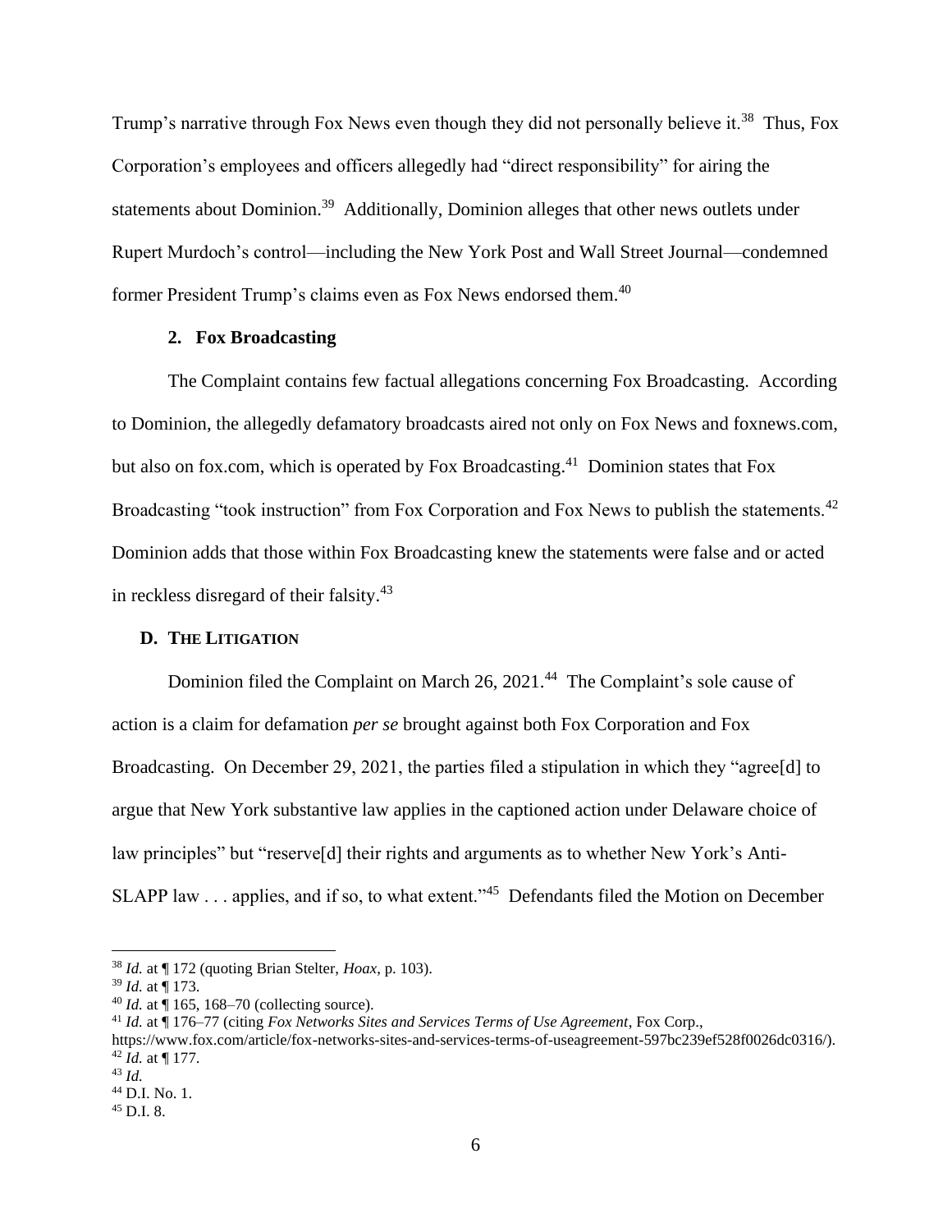Trump's narrative through Fox News even though they did not personally believe it.[38] Thus, Fox Corporation's employees and officers allegedly had "direct responsibility" for airing the statements about Dominion.[39] Additionally, Dominion alleges that other news outlets under Rupert Murdoch's control—including the New York Post and Wall Street Journal—condemned former President Trump's claims even as Fox News endorsed them.[40]

### 2. Fox Broadcasting

The Complaint contains few factual allegations concerning Fox Broadcasting. According to Dominion, the allegedly defamatory broadcasts aired not only on Fox News and foxnews.com, but also on fox.com, which is operated by Fox Broadcasting.[41] Dominion states that Fox Broadcasting "took instruction" from Fox Corporation and Fox News to publish the statements.[42] Dominion adds that those within Fox Broadcasting knew the statements were false and or acted in reckless disregard of their falsity.[43]

## D. The Litigation

Dominion filed the Complaint on March 26, 2021.[44] The Complaint's sole cause of action is a claim for defamation *per se* brought against both Fox Corporation and Fox Broadcasting. On December 29, 2021, the parties filed a stipulation in which they "agree[d] to argue that New York substantive law applies in the captioned action under Delaware choice of law principles" but "reserve[d] their rights and arguments as to whether New York's Anti-SLAPP law . . . applies, and if so, to what extent."[45] Defendants filed the Motion on December

---

[38] *Id.* at ¶ 172 (quoting Brian Stelter, *Hoax*, p. 103).

[39] *Id.* at ¶ 173.

[40] *Id.* at ¶ 165, 168–70 (collecting source).

[41] *Id.* at ¶ 176–77 (citing *Fox Networks Sites and Services Terms of Use Agreement*, Fox Corp., https://www.fox.com/article/fox-networks-sites-and-services-terms-of-useagreement-597bc239ef528f0026dc0316/).

[42] *Id.* at ¶ 177.

[43] *Id.*

[44] D.I. No. 1.

[45] D.I. 8.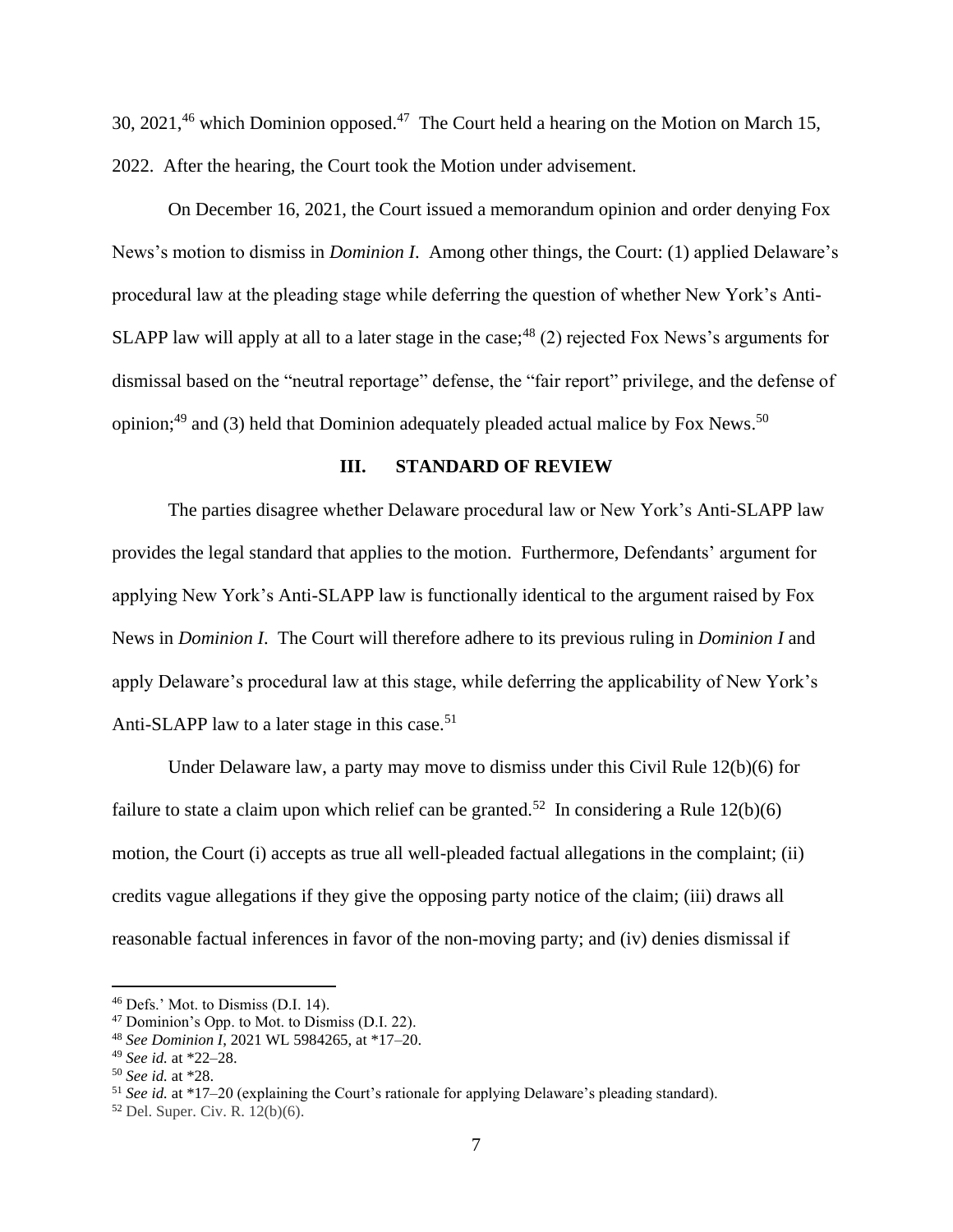30, 2021,[46] which Dominion opposed.[47] The Court held a hearing on the Motion on March 15, 2022. After the hearing, the Court took the Motion under advisement.

On December 16, 2021, the Court issued a memorandum opinion and order denying Fox News's motion to dismiss in *Dominion I*. Among other things, the Court: (1) applied Delaware's procedural law at the pleading stage while deferring the question of whether New York's Anti-SLAPP law will apply at all to a later stage in the case;[48] (2) rejected Fox News's arguments for dismissal based on the "neutral reportage" defense, the "fair report" privilege, and the defense of opinion;[49] and (3) held that Dominion adequately pleaded actual malice by Fox News.[50]

## III. STANDARD OF REVIEW

The parties disagree whether Delaware procedural law or New York's Anti-SLAPP law provides the legal standard that applies to the motion. Furthermore, Defendants' argument for applying New York's Anti-SLAPP law is functionally identical to the argument raised by Fox News in *Dominion I*. The Court will therefore adhere to its previous ruling in *Dominion I* and apply Delaware's procedural law at this stage, while deferring the applicability of New York's Anti-SLAPP law to a later stage in this case.[51]

Under Delaware law, a party may move to dismiss under this Civil Rule 12(b)(6) for failure to state a claim upon which relief can be granted.[52] In considering a Rule 12(b)(6) motion, the Court (i) accepts as true all well-pleaded factual allegations in the complaint; (ii) credits vague allegations if they give the opposing party notice of the claim; (iii) draws all reasonable factual inferences in favor of the non-moving party; and (iv) denies dismissal if

---

[46] Defs.' Mot. to Dismiss (D.I. 14).

[47] Dominion's Opp. to Mot. to Dismiss (D.I. 22).

[48] *See Dominion I*, 2021 WL 5984265, at *17–20.

[49] *See id.* at *22–28.

[50] *See id.* at *28.

[51] *See id.* at *17–20 (explaining the Court's rationale for applying Delaware's pleading standard).

[52] Del. Super. Civ. R. 12(b)(6).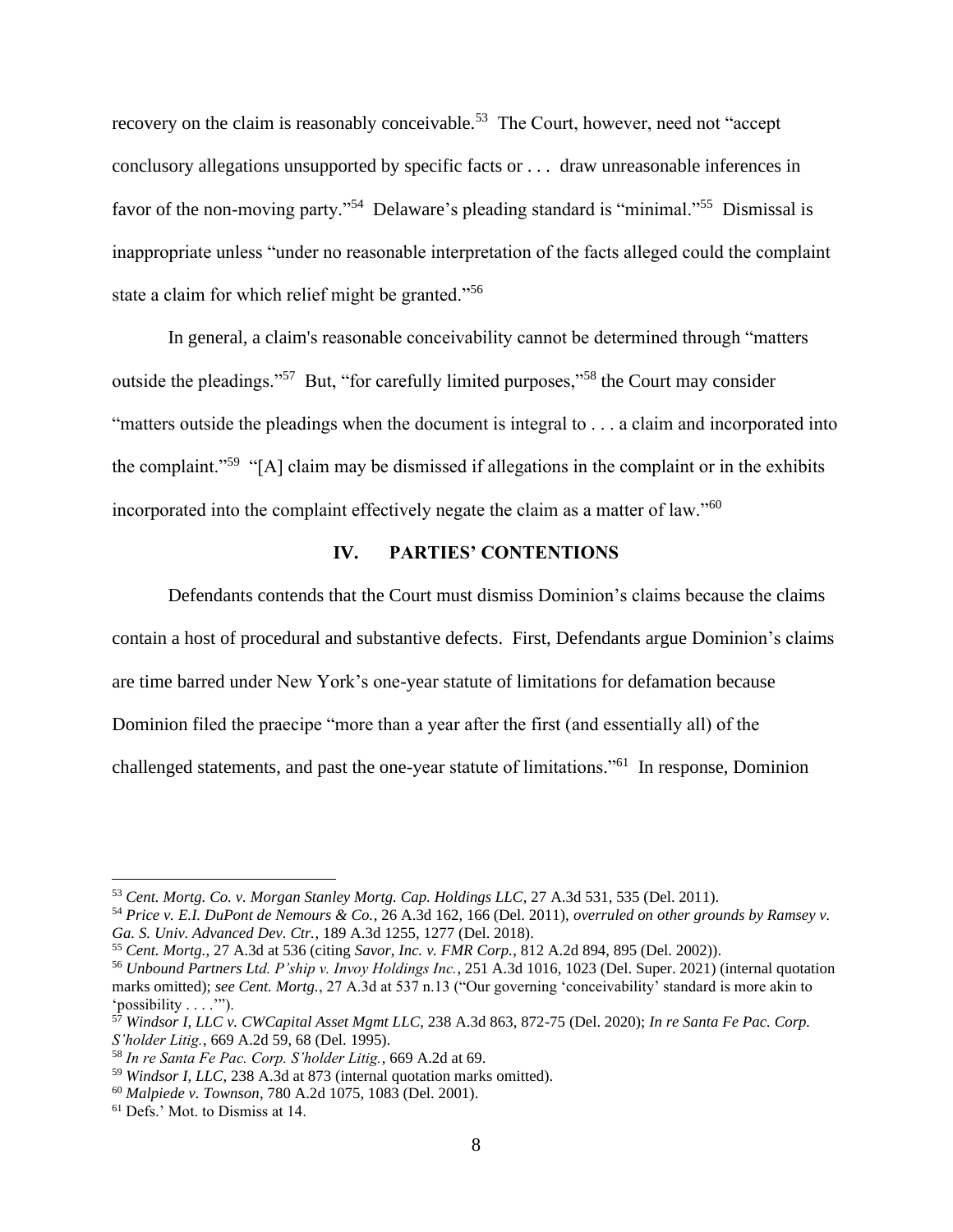recovery on the claim is reasonably conceivable.[53] The Court, however, need not "accept conclusory allegations unsupported by specific facts or . . . draw unreasonable inferences in favor of the non-moving party."[54] Delaware's pleading standard is "minimal."[55] Dismissal is inappropriate unless "under no reasonable interpretation of the facts alleged could the complaint state a claim for which relief might be granted."[56]

In general, a claim's reasonable conceivability cannot be determined through "matters outside the pleadings."[57] But, "for carefully limited purposes,"[58] the Court may consider "matters outside the pleadings when the document is integral to . . . a claim and incorporated into the complaint."[59] "[A] claim may be dismissed if allegations in the complaint or in the exhibits incorporated into the complaint effectively negate the claim as a matter of law."[60]

## IV. PARTIES' CONTENTIONS

Defendants contends that the Court must dismiss Dominion's claims because the claims contain a host of procedural and substantive defects. First, Defendants argue Dominion's claims are time barred under New York's one-year statute of limitations for defamation because Dominion filed the praecipe "more than a year after the first (and essentially all) of the challenged statements, and past the one-year statute of limitations."[61] In response, Dominion

---

[53] *Cent. Mortg. Co. v. Morgan Stanley Mortg. Cap. Holdings LLC*, 27 A.3d 531, 535 (Del. 2011).

[54] *Price v. E.I. DuPont de Nemours & Co.*, 26 A.3d 162, 166 (Del. 2011), *overruled on other grounds by Ramsey v. Ga. S. Univ. Advanced Dev. Ctr.*, 189 A.3d 1255, 1277 (Del. 2018).

[55] *Cent. Mortg.*, 27 A.3d at 536 (citing *Savor, Inc. v. FMR Corp.*, 812 A.2d 894, 895 (Del. 2002)).

[56] *Unbound Partners Ltd. P'ship v. Invoy Holdings Inc.*, 251 A.3d 1016, 1023 (Del. Super. 2021) (internal quotation marks omitted); *see Cent. Mortg.*, 27 A.3d at 537 n.13 ("Our governing 'conceivability' standard is more akin to 'possibility . . . .'").

[57] *Windsor I, LLC v. CWCapital Asset Mgmt LLC*, 238 A.3d 863, 872-75 (Del. 2020); *In re Santa Fe Pac. Corp. S'holder Litig.*, 669 A.2d 59, 68 (Del. 1995).

[58] *In re Santa Fe Pac. Corp. S'holder Litig.*, 669 A.2d at 69.

[59] *Windsor I, LLC*, 238 A.3d at 873 (internal quotation marks omitted).

[60] *Malpiede v. Townson*, 780 A.2d 1075, 1083 (Del. 2001).

[61] Defs.' Mot. to Dismiss at 14.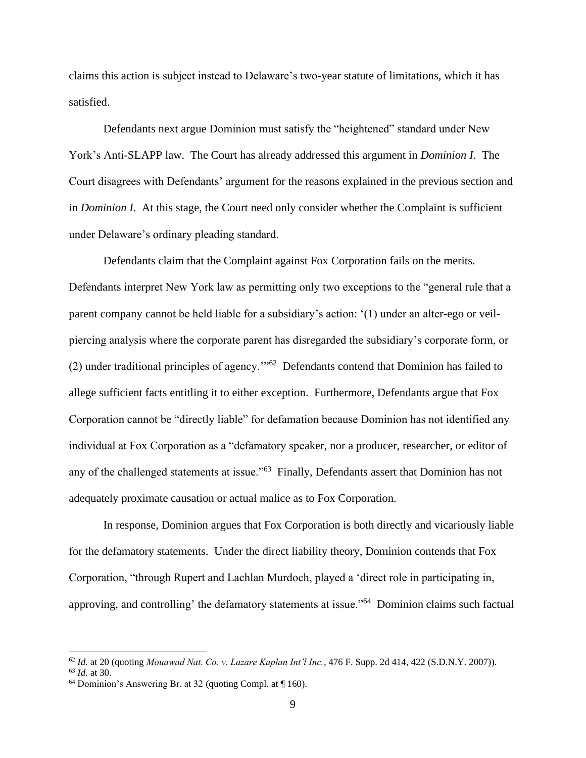claims this action is subject instead to Delaware's two-year statute of limitations, which it has satisfied.

Defendants next argue Dominion must satisfy the "heightened" standard under New York's Anti-SLAPP law. The Court has already addressed this argument in *Dominion I*. The Court disagrees with Defendants' argument for the reasons explained in the previous section and in *Dominion I*. At this stage, the Court need only consider whether the Complaint is sufficient under Delaware's ordinary pleading standard.

Defendants claim that the Complaint against Fox Corporation fails on the merits. Defendants interpret New York law as permitting only two exceptions to the "general rule that a parent company cannot be held liable for a subsidiary's action: '(1) under an alter-ego or veil-piercing analysis where the corporate parent has disregarded the subsidiary's corporate form, or (2) under traditional principles of agency.'"[62] Defendants contend that Dominion has failed to allege sufficient facts entitling it to either exception. Furthermore, Defendants argue that Fox Corporation cannot be "directly liable" for defamation because Dominion has not identified any individual at Fox Corporation as a "defamatory speaker, nor a producer, researcher, or editor of any of the challenged statements at issue."[63] Finally, Defendants assert that Dominion has not adequately proximate causation or actual malice as to Fox Corporation.

In response, Dominion argues that Fox Corporation is both directly and vicariously liable for the defamatory statements. Under the direct liability theory, Dominion contends that Fox Corporation, "through Rupert and Lachlan Murdoch, played a 'direct role in participating in, approving, and controlling' the defamatory statements at issue."[64] Dominion claims such factual

---

[62] *Id.* at 20 (quoting *Mouawad Nat. Co. v. Lazare Kaplan Int'l Inc.*, 476 F. Supp. 2d 414, 422 (S.D.N.Y. 2007)).

[63] *Id.* at 30.

[64] Dominion's Answering Br. at 32 (quoting Compl. at ¶ 160).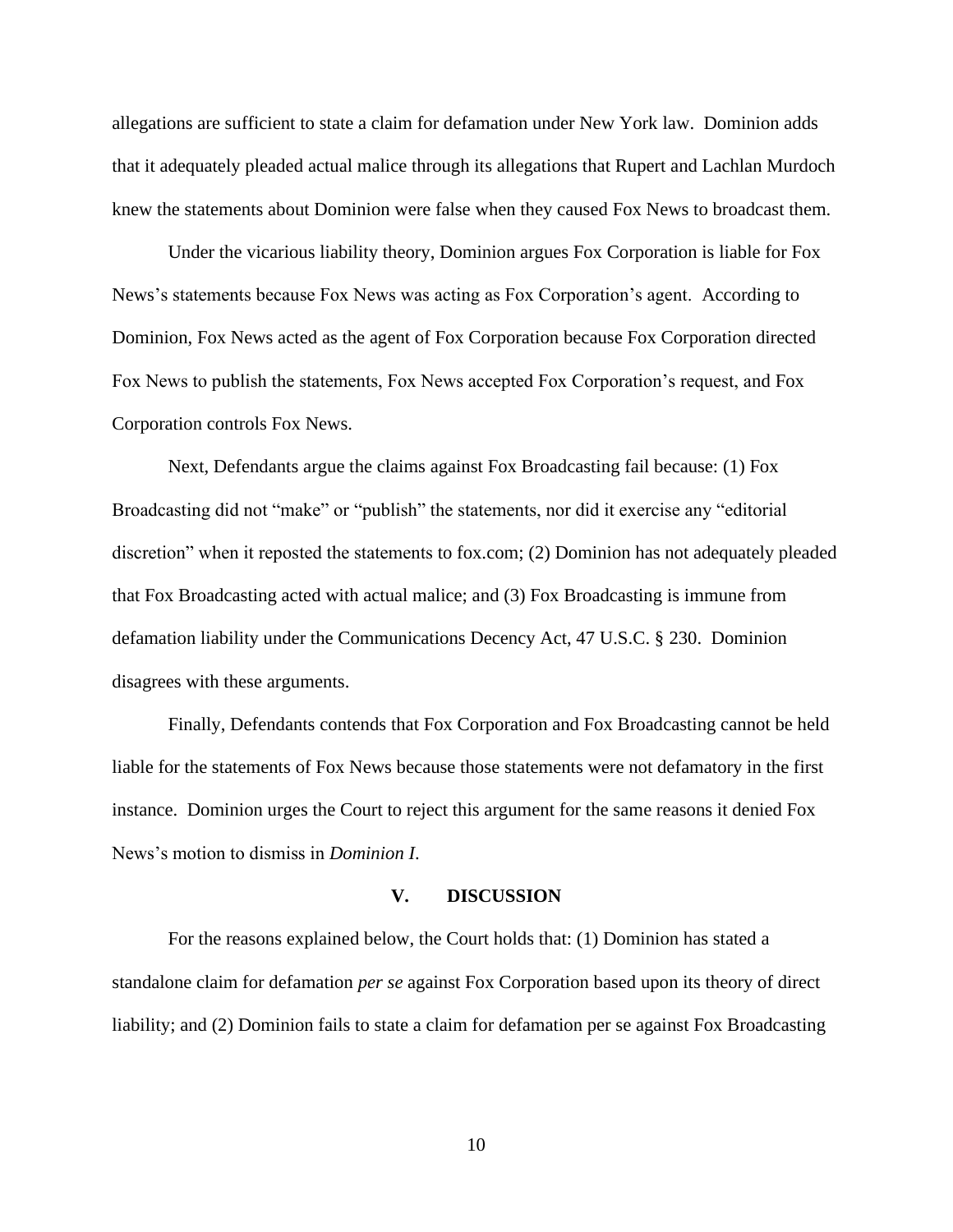allegations are sufficient to state a claim for defamation under New York law. Dominion adds that it adequately pleaded actual malice through its allegations that Rupert and Lachlan Murdoch knew the statements about Dominion were false when they caused Fox News to broadcast them.

Under the vicarious liability theory, Dominion argues Fox Corporation is liable for Fox News's statements because Fox News was acting as Fox Corporation's agent. According to Dominion, Fox News acted as the agent of Fox Corporation because Fox Corporation directed Fox News to publish the statements, Fox News accepted Fox Corporation's request, and Fox Corporation controls Fox News.

Next, Defendants argue the claims against Fox Broadcasting fail because: (1) Fox Broadcasting did not "make" or "publish" the statements, nor did it exercise any "editorial discretion" when it reposted the statements to fox.com; (2) Dominion has not adequately pleaded that Fox Broadcasting acted with actual malice; and (3) Fox Broadcasting is immune from defamation liability under the Communications Decency Act, 47 U.S.C. § 230. Dominion disagrees with these arguments.

Finally, Defendants contends that Fox Corporation and Fox Broadcasting cannot be held liable for the statements of Fox News because those statements were not defamatory in the first instance. Dominion urges the Court to reject this argument for the same reasons it denied Fox News's motion to dismiss in *Dominion I*.

## V. DISCUSSION

For the reasons explained below, the Court holds that: (1) Dominion has stated a standalone claim for defamation *per se* against Fox Corporation based upon its theory of direct liability; and (2) Dominion fails to state a claim for defamation per se against Fox Broadcasting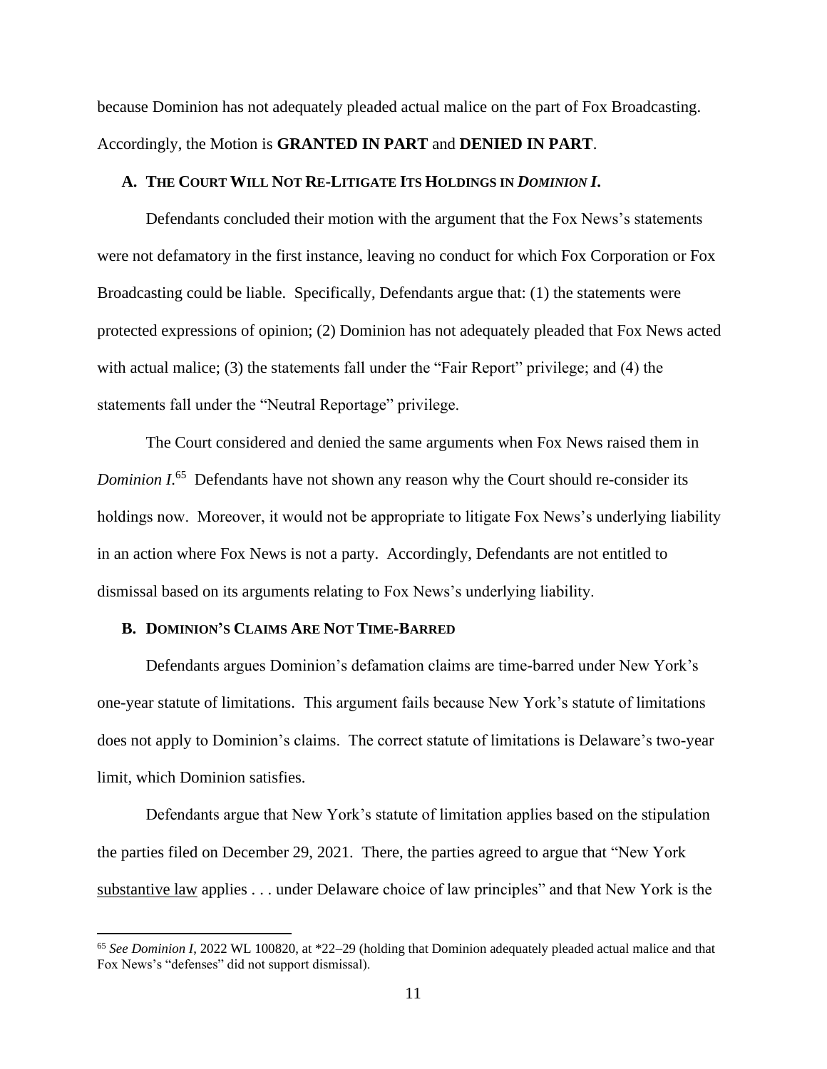because Dominion has not adequately pleaded actual malice on the part of Fox Broadcasting. Accordingly, the Motion is **GRANTED IN PART** and **DENIED IN PART**.

### A. The Court Will Not Re-Litigate Its Holdings in *Dominion I*.

Defendants concluded their motion with the argument that the Fox News's statements were not defamatory in the first instance, leaving no conduct for which Fox Corporation or Fox Broadcasting could be liable. Specifically, Defendants argue that: (1) the statements were protected expressions of opinion; (2) Dominion has not adequately pleaded that Fox News acted with actual malice; (3) the statements fall under the "Fair Report" privilege; and (4) the statements fall under the "Neutral Reportage" privilege.

The Court considered and denied the same arguments when Fox News raised them in *Dominion I*.[65] Defendants have not shown any reason why the Court should re-consider its holdings now. Moreover, it would not be appropriate to litigate Fox News's underlying liability in an action where Fox News is not a party. Accordingly, Defendants are not entitled to dismissal based on its arguments relating to Fox News's underlying liability.

### B. Dominion's Claims Are Not Time-Barred

Defendants argues Dominion's defamation claims are time-barred under New York's one-year statute of limitations. This argument fails because New York's statute of limitations does not apply to Dominion's claims. The correct statute of limitations is Delaware's two-year limit, which Dominion satisfies.

Defendants argue that New York's statute of limitation applies based on the stipulation the parties filed on December 29, 2021. There, the parties agreed to argue that "New York <u>substantive law</u> applies . . . under Delaware choice of law principles" and that New York is the

[65] *See Dominion I*, 2022 WL 100820, at *22–29 (holding that Dominion adequately pleaded actual malice and that Fox News's "defenses" did not support dismissal).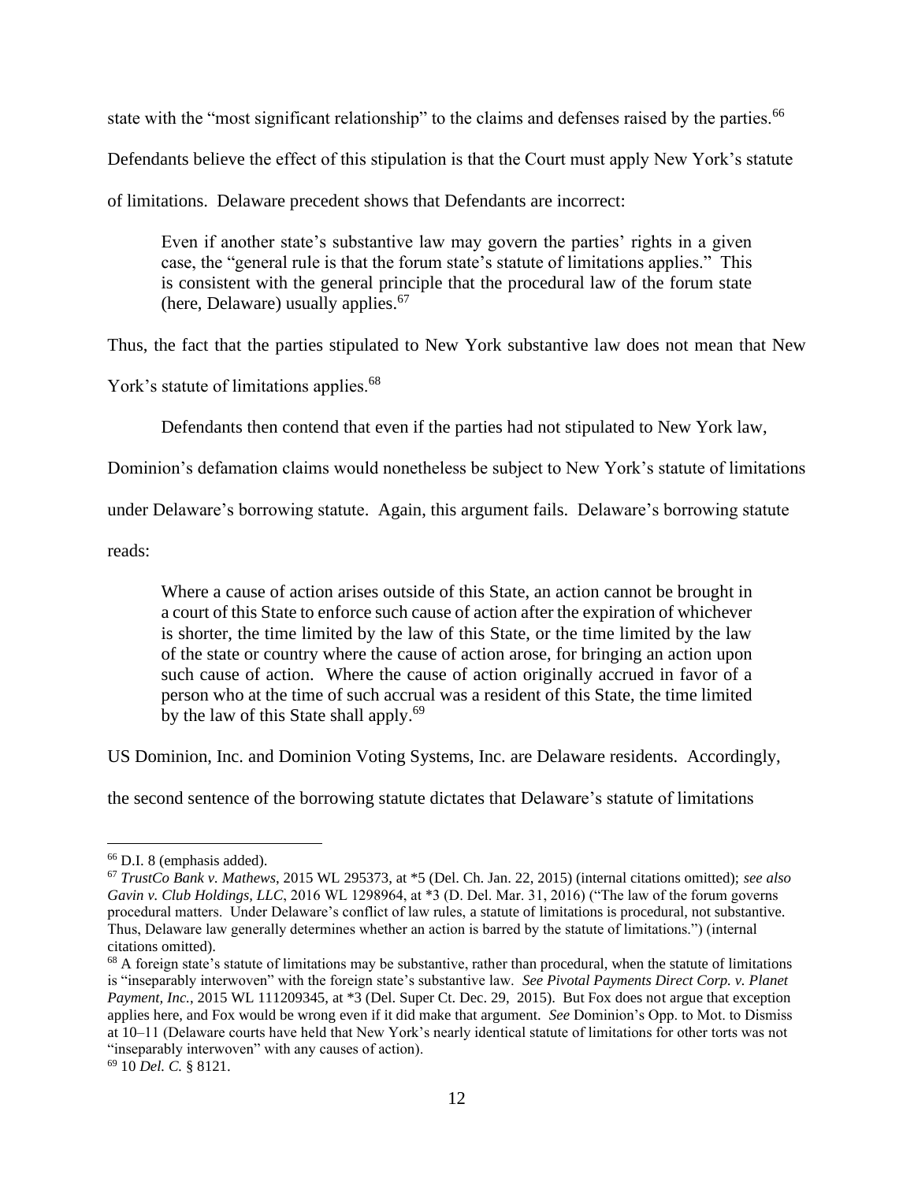state with the "most significant relationship" to the claims and defenses raised by the parties.[66] Defendants believe the effect of this stipulation is that the Court must apply New York's statute of limitations. Delaware precedent shows that Defendants are incorrect:

> Even if another state's substantive law may govern the parties' rights in a given case, the "general rule is that the forum state's statute of limitations applies." This is consistent with the general principle that the procedural law of the forum state (here, Delaware) usually applies.[67]

Thus, the fact that the parties stipulated to New York substantive law does not mean that New York's statute of limitations applies.[68]

Defendants then contend that even if the parties had not stipulated to New York law, Dominion's defamation claims would nonetheless be subject to New York's statute of limitations under Delaware's borrowing statute. Again, this argument fails. Delaware's borrowing statute reads:

> Where a cause of action arises outside of this State, an action cannot be brought in a court of this State to enforce such cause of action after the expiration of whichever is shorter, the time limited by the law of this State, or the time limited by the law of the state or country where the cause of action arose, for bringing an action upon such cause of action. Where the cause of action originally accrued in favor of a person who at the time of such accrual was a resident of this State, the time limited by the law of this State shall apply.[69]

US Dominion, Inc. and Dominion Voting Systems, Inc. are Delaware residents. Accordingly, the second sentence of the borrowing statute dictates that Delaware's statute of limitations

---

[66] D.I. 8 (emphasis added).

[67] *TrustCo Bank v. Mathews*, 2015 WL 295373, at *5 (Del. Ch. Jan. 22, 2015) (internal citations omitted); *see also Gavin v. Club Holdings, LLC*, 2016 WL 1298964, at *3 (D. Del. Mar. 31, 2016) ("The law of the forum governs procedural matters. Under Delaware's conflict of law rules, a statute of limitations is procedural, not substantive. Thus, Delaware law generally determines whether an action is barred by the statute of limitations.") (internal citations omitted).

[68] A foreign state's statute of limitations may be substantive, rather than procedural, when the statute of limitations is "inseparably interwoven" with the foreign state's substantive law. *See Pivotal Payments Direct Corp. v. Planet Payment, Inc.*, 2015 WL 111209345, at *3 (Del. Super Ct. Dec. 29, 2015). But Fox does not argue that exception applies here, and Fox would be wrong even if it did make that argument. *See* Dominion's Opp. to Mot. to Dismiss at 10–11 (Delaware courts have held that New York's nearly identical statute of limitations for other torts was not "inseparably interwoven" with any causes of action).

[69] 10 *Del. C.* § 8121.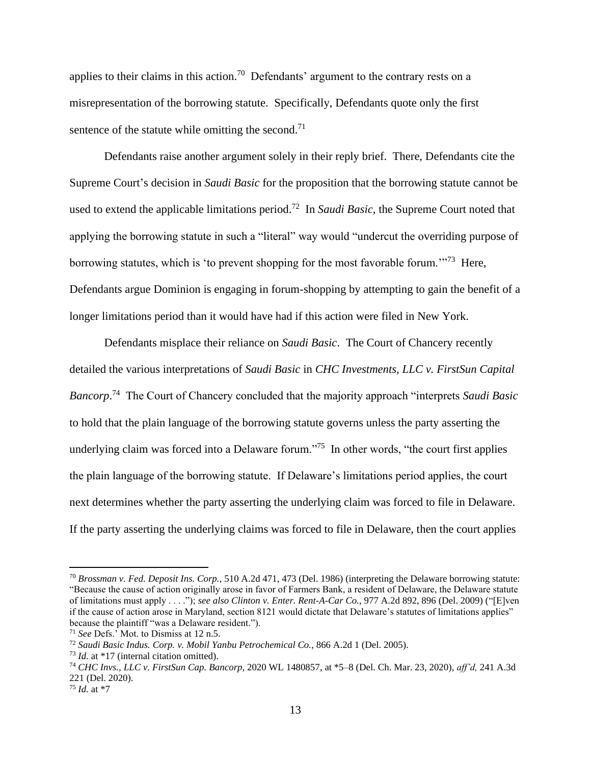applies to their claims in this action.[70] Defendants' argument to the contrary rests on a misrepresentation of the borrowing statute. Specifically, Defendants quote only the first sentence of the statute while omitting the second.[71]

Defendants raise another argument solely in their reply brief. There, Defendants cite the Supreme Court's decision in *Saudi Basic* for the proposition that the borrowing statute cannot be used to extend the applicable limitations period.[72] In *Saudi Basic*, the Supreme Court noted that applying the borrowing statute in such a "literal" way would "undercut the overriding purpose of borrowing statutes, which is 'to prevent shopping for the most favorable forum.'"[73] Here, Defendants argue Dominion is engaging in forum-shopping by attempting to gain the benefit of a longer limitations period than it would have had if this action were filed in New York.

Defendants misplace their reliance on *Saudi Basic*. The Court of Chancery recently detailed the various interpretations of *Saudi Basic* in *CHC Investments, LLC v. FirstSun Capital Bancorp*.[74] The Court of Chancery concluded that the majority approach "interprets *Saudi Basic* to hold that the plain language of the borrowing statute governs unless the party asserting the underlying claim was forced into a Delaware forum."[75] In other words, "the court first applies the plain language of the borrowing statute. If Delaware's limitations period applies, the court next determines whether the party asserting the underlying claim was forced to file in Delaware. If the party asserting the underlying claims was forced to file in Delaware, then the court applies

---

[70] *Brossman v. Fed. Deposit Ins. Corp.*, 510 A.2d 471, 473 (Del. 1986) (interpreting the Delaware borrowing statute: "Because the cause of action originally arose in favor of Farmers Bank, a resident of Delaware, the Delaware statute of limitations must apply . . . ."); *see also Clinton v. Enter. Rent-A-Car Co.*, 977 A.2d 892, 896 (Del. 2009) ("[E]ven if the cause of action arose in Maryland, section 8121 would dictate that Delaware's statutes of limitations applies" because the plaintiff "was a Delaware resident.").

[71] *See* Defs.' Mot. to Dismiss at 12 n.5.

[72] *Saudi Basic Indus. Corp. v. Mobil Yanbu Petrochemical Co.*, 866 A.2d 1 (Del. 2005).

[73] *Id.* at *17 (internal citation omitted).

[74] *CHC Invs., LLC v. FirstSun Cap. Bancorp*, 2020 WL 1480857, at *5–8 (Del. Ch. Mar. 23, 2020), *aff'd,* 241 A.3d 221 (Del. 2020).

[75] *Id.* at *7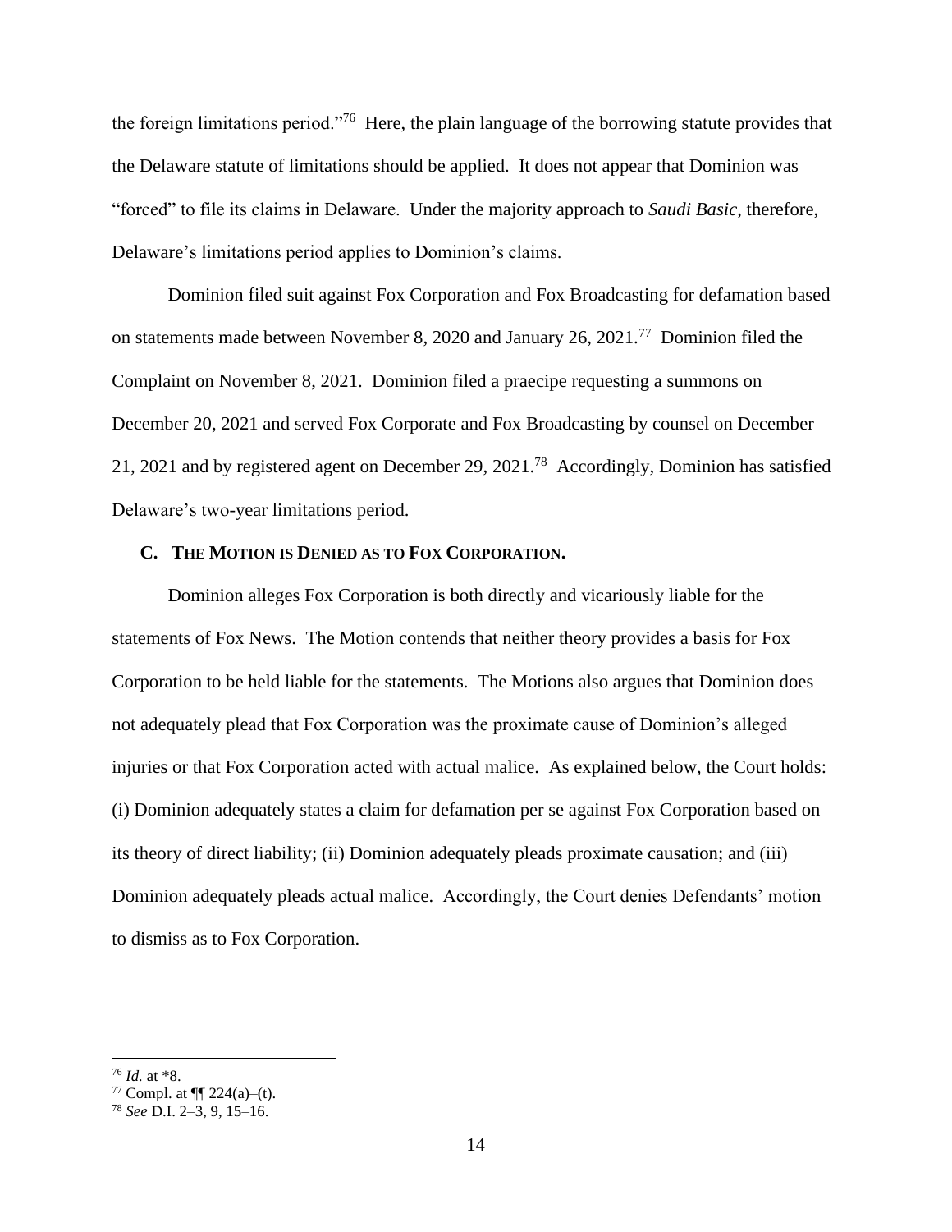the foreign limitations period."[76] Here, the plain language of the borrowing statute provides that the Delaware statute of limitations should be applied. It does not appear that Dominion was "forced" to file its claims in Delaware. Under the majority approach to *Saudi Basic*, therefore, Delaware's limitations period applies to Dominion's claims.

Dominion filed suit against Fox Corporation and Fox Broadcasting for defamation based on statements made between November 8, 2020 and January 26, 2021.[77] Dominion filed the Complaint on November 8, 2021. Dominion filed a praecipe requesting a summons on December 20, 2021 and served Fox Corporate and Fox Broadcasting by counsel on December 21, 2021 and by registered agent on December 29, 2021.[78] Accordingly, Dominion has satisfied Delaware's two-year limitations period.

### C. THE MOTION IS DENIED AS TO FOX CORPORATION.

Dominion alleges Fox Corporation is both directly and vicariously liable for the statements of Fox News. The Motion contends that neither theory provides a basis for Fox Corporation to be held liable for the statements. The Motions also argues that Dominion does not adequately plead that Fox Corporation was the proximate cause of Dominion's alleged injuries or that Fox Corporation acted with actual malice. As explained below, the Court holds: (i) Dominion adequately states a claim for defamation per se against Fox Corporation based on its theory of direct liability; (ii) Dominion adequately pleads proximate causation; and (iii) Dominion adequately pleads actual malice. Accordingly, the Court denies Defendants' motion to dismiss as to Fox Corporation.

---

[76] *Id.* at *8.

[77] Compl. at ¶¶ 224(a)–(t).

[78] *See* D.I. 2–3, 9, 15–16.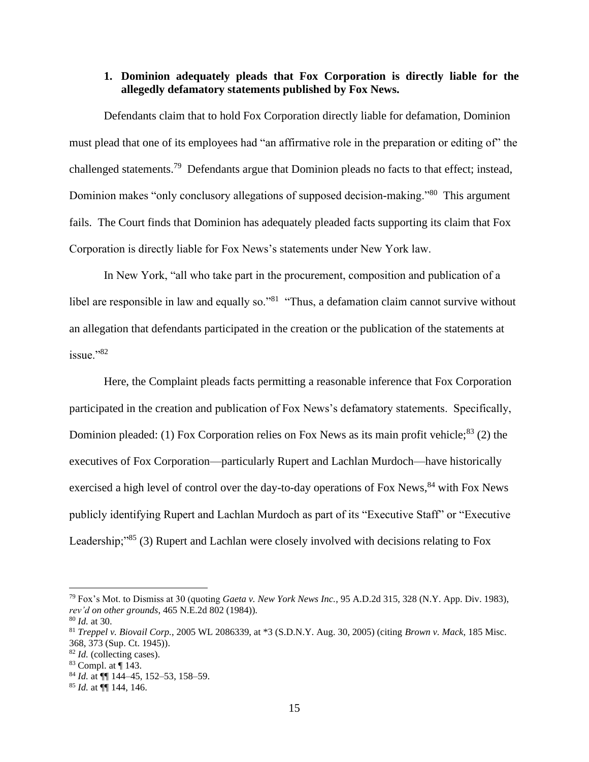### 1. Dominion adequately pleads that Fox Corporation is directly liable for the allegedly defamatory statements published by Fox News.

Defendants claim that to hold Fox Corporation directly liable for defamation, Dominion must plead that one of its employees had "an affirmative role in the preparation or editing of" the challenged statements.[79] Defendants argue that Dominion pleads no facts to that effect; instead, Dominion makes "only conclusory allegations of supposed decision-making."[80] This argument fails. The Court finds that Dominion has adequately pleaded facts supporting its claim that Fox Corporation is directly liable for Fox News's statements under New York law.

In New York, "all who take part in the procurement, composition and publication of a libel are responsible in law and equally so."[81] "Thus, a defamation claim cannot survive without an allegation that defendants participated in the creation or the publication of the statements at issue."[82]

Here, the Complaint pleads facts permitting a reasonable inference that Fox Corporation participated in the creation and publication of Fox News's defamatory statements. Specifically, Dominion pleaded: (1) Fox Corporation relies on Fox News as its main profit vehicle;[83] (2) the executives of Fox Corporation—particularly Rupert and Lachlan Murdoch—have historically exercised a high level of control over the day-to-day operations of Fox News,[84] with Fox News publicly identifying Rupert and Lachlan Murdoch as part of its "Executive Staff" or "Executive Leadership;"[85] (3) Rupert and Lachlan were closely involved with decisions relating to Fox

---

[79] Fox's Mot. to Dismiss at 30 (quoting *Gaeta v. New York News Inc.*, 95 A.D.2d 315, 328 (N.Y. App. Div. 1983), *rev'd on other grounds*, 465 N.E.2d 802 (1984)).

[80] *Id.* at 30.

[81] *Treppel v. Biovail Corp.*, 2005 WL 2086339, at *3 (S.D.N.Y. Aug. 30, 2005) (citing *Brown v. Mack*, 185 Misc. 368, 373 (Sup. Ct. 1945)).

[82] *Id.* (collecting cases).

[83] Compl. at ¶ 143.

[84] *Id.* at ¶¶ 144–45, 152–53, 158–59.

[85] *Id.* at ¶¶ 144, 146.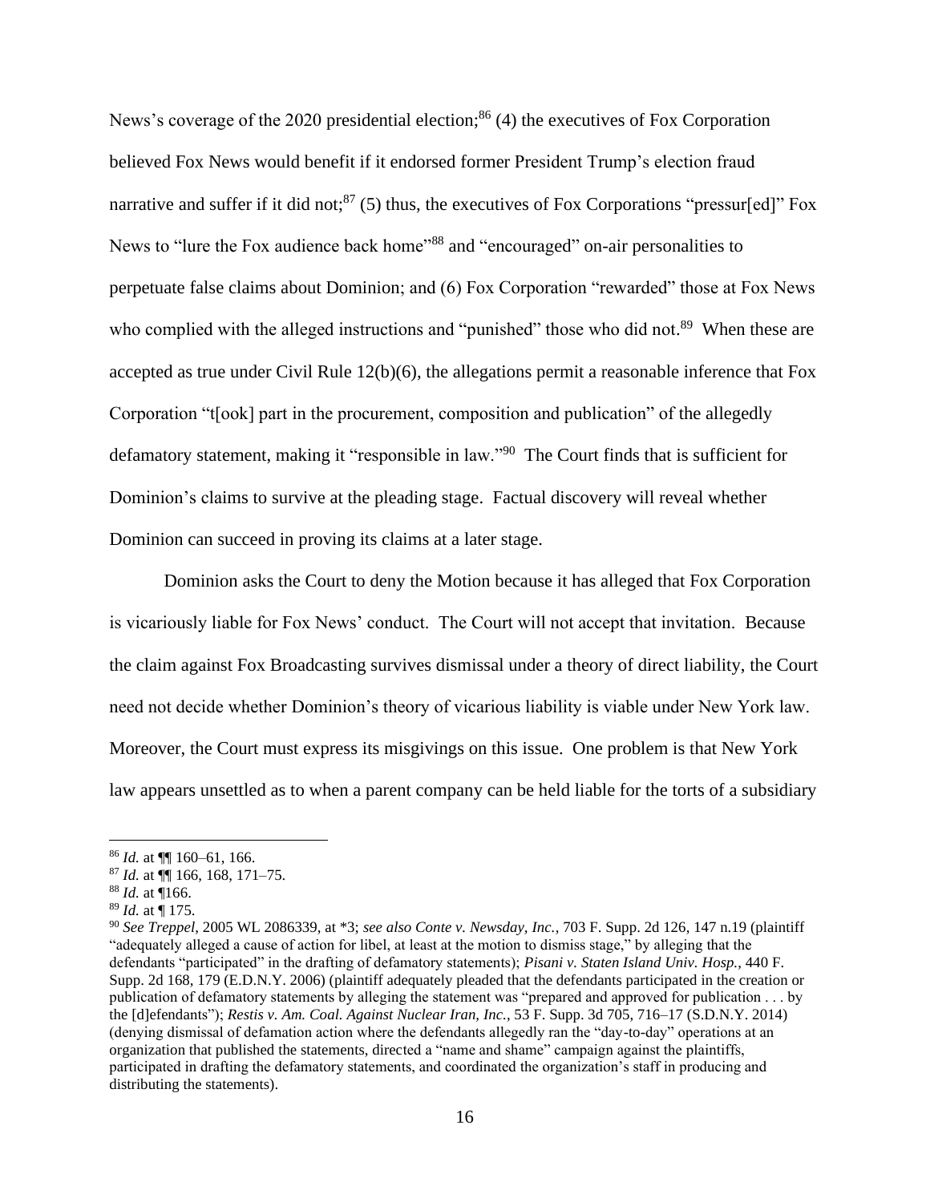News's coverage of the 2020 presidential election;[86] (4) the executives of Fox Corporation believed Fox News would benefit if it endorsed former President Trump's election fraud narrative and suffer if it did not;[87] (5) thus, the executives of Fox Corporations "pressur[ed]" Fox News to "lure the Fox audience back home"[88] and "encouraged" on-air personalities to perpetuate false claims about Dominion; and (6) Fox Corporation "rewarded" those at Fox News who complied with the alleged instructions and "punished" those who did not.[89] When these are accepted as true under Civil Rule 12(b)(6), the allegations permit a reasonable inference that Fox Corporation "t[ook] part in the procurement, composition and publication" of the allegedly defamatory statement, making it "responsible in law."[90] The Court finds that is sufficient for Dominion's claims to survive at the pleading stage. Factual discovery will reveal whether Dominion can succeed in proving its claims at a later stage.

Dominion asks the Court to deny the Motion because it has alleged that Fox Corporation is vicariously liable for Fox News' conduct. The Court will not accept that invitation. Because the claim against Fox Broadcasting survives dismissal under a theory of direct liability, the Court need not decide whether Dominion's theory of vicarious liability is viable under New York law. Moreover, the Court must express its misgivings on this issue. One problem is that New York law appears unsettled as to when a parent company can be held liable for the torts of a subsidiary

---

[86] *Id.* at ¶¶ 160–61, 166.

[87] *Id.* at ¶¶ 166, 168, 171–75.

[88] *Id.* at ¶166.

[89] *Id.* at ¶ 175.

[90] *See Treppel*, 2005 WL 2086339, at *3; *see also Conte v. Newsday, Inc.*, 703 F. Supp. 2d 126, 147 n.19 (plaintiff "adequately alleged a cause of action for libel, at least at the motion to dismiss stage," by alleging that the defendants "participated" in the drafting of defamatory statements); *Pisani v. Staten Island Univ. Hosp.*, 440 F. Supp. 2d 168, 179 (E.D.N.Y. 2006) (plaintiff adequately pleaded that the defendants participated in the creation or publication of defamatory statements by alleging the statement was "prepared and approved for publication . . . by the [d]efendants"); *Restis v. Am. Coal. Against Nuclear Iran, Inc.*, 53 F. Supp. 3d 705, 716–17 (S.D.N.Y. 2014) (denying dismissal of defamation action where the defendants allegedly ran the "day-to-day" operations at an organization that published the statements, directed a "name and shame" campaign against the plaintiffs, participated in drafting the defamatory statements, and coordinated the organization's staff in producing and distributing the statements).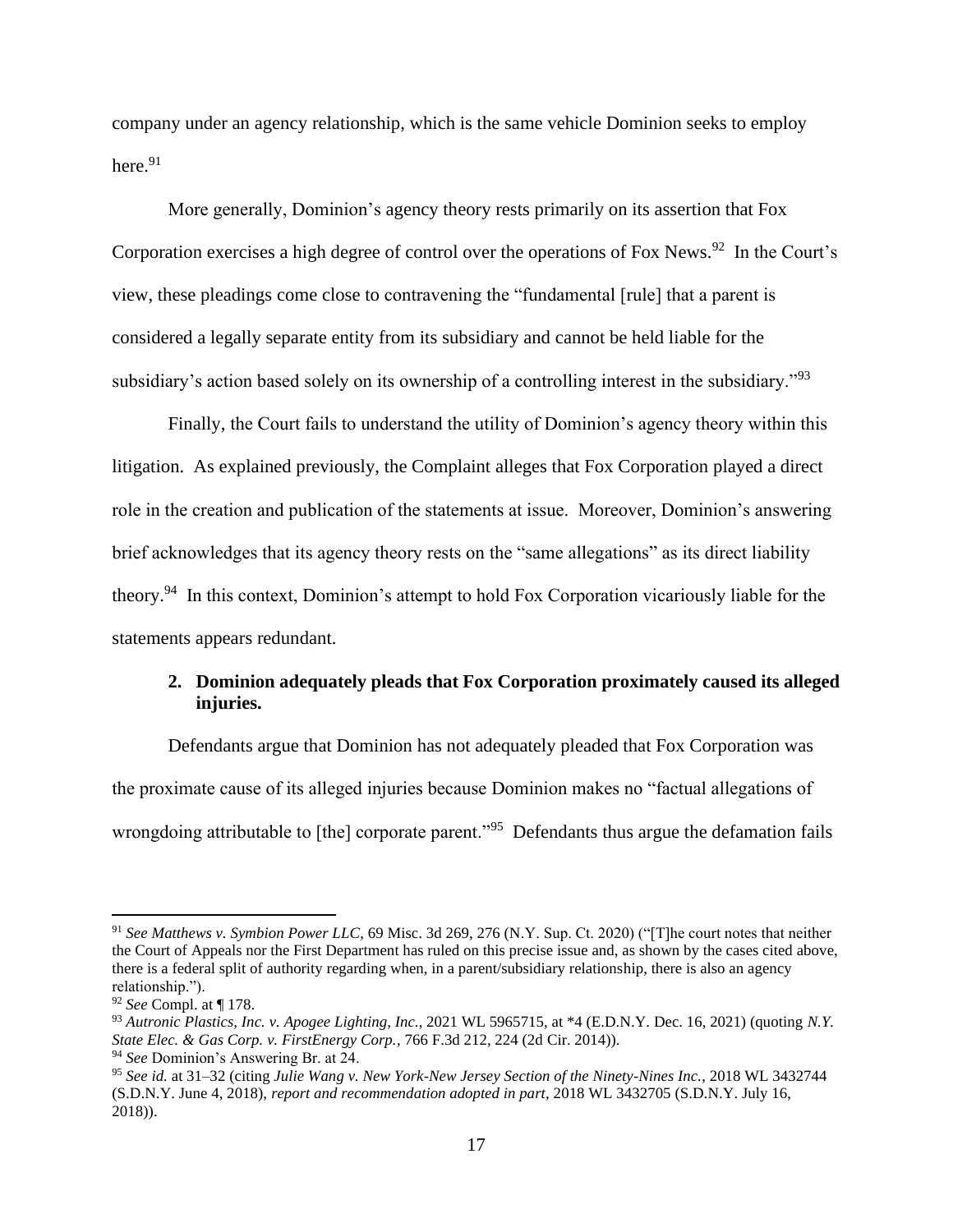company under an agency relationship, which is the same vehicle Dominion seeks to employ here.[91]

More generally, Dominion's agency theory rests primarily on its assertion that Fox Corporation exercises a high degree of control over the operations of Fox News.[92] In the Court's view, these pleadings come close to contravening the "fundamental [rule] that a parent is considered a legally separate entity from its subsidiary and cannot be held liable for the subsidiary's action based solely on its ownership of a controlling interest in the subsidiary."[93]

Finally, the Court fails to understand the utility of Dominion's agency theory within this litigation. As explained previously, the Complaint alleges that Fox Corporation played a direct role in the creation and publication of the statements at issue. Moreover, Dominion's answering brief acknowledges that its agency theory rests on the "same allegations" as its direct liability theory.[94] In this context, Dominion's attempt to hold Fox Corporation vicariously liable for the statements appears redundant.

### 2. Dominion adequately pleads that Fox Corporation proximately caused its alleged injuries.

Defendants argue that Dominion has not adequately pleaded that Fox Corporation was the proximate cause of its alleged injuries because Dominion makes no "factual allegations of wrongdoing attributable to [the] corporate parent."[95] Defendants thus argue the defamation fails

---

[91] *See Matthews v. Symbion Power LLC*, 69 Misc. 3d 269, 276 (N.Y. Sup. Ct. 2020) ("[T]he court notes that neither the Court of Appeals nor the First Department has ruled on this precise issue and, as shown by the cases cited above, there is a federal split of authority regarding when, in a parent/subsidiary relationship, there is also an agency relationship.").

[92] *See* Compl. at ¶ 178.

[93] *Autronic Plastics, Inc. v. Apogee Lighting, Inc.*, 2021 WL 5965715, at *4 (E.D.N.Y. Dec. 16, 2021) (quoting *N.Y. State Elec. & Gas Corp. v. FirstEnergy Corp.*, 766 F.3d 212, 224 (2d Cir. 2014)).

[94] *See* Dominion's Answering Br. at 24.

[95] *See id.* at 31–32 (citing *Julie Wang v. New York-New Jersey Section of the Ninety-Nines Inc.*, 2018 WL 3432744 (S.D.N.Y. June 4, 2018), *report and recommendation adopted in part*, 2018 WL 3432705 (S.D.N.Y. July 16, 2018)).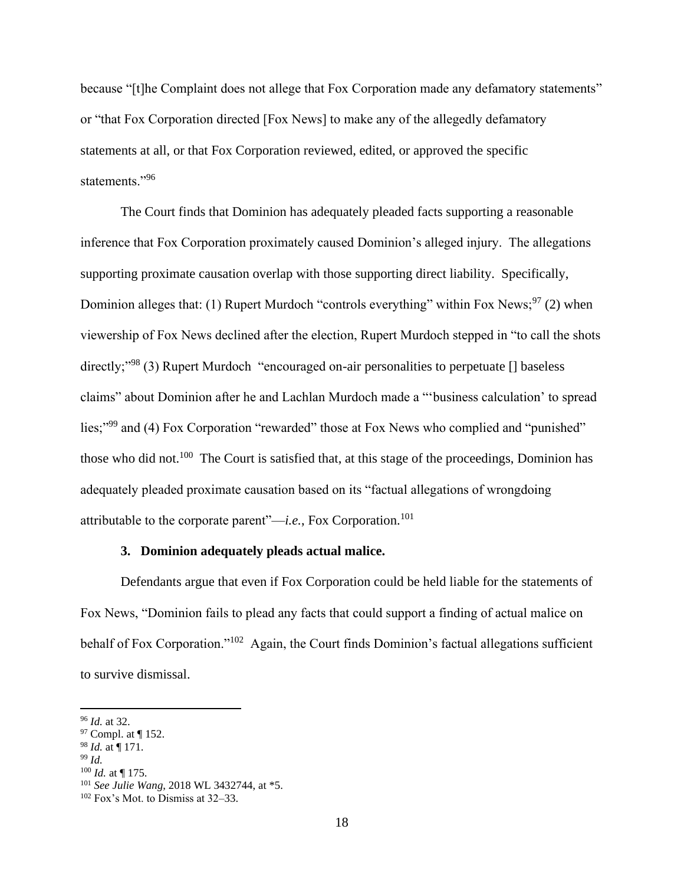because "[t]he Complaint does not allege that Fox Corporation made any defamatory statements" or "that Fox Corporation directed [Fox News] to make any of the allegedly defamatory statements at all, or that Fox Corporation reviewed, edited, or approved the specific statements."[96]

The Court finds that Dominion has adequately pleaded facts supporting a reasonable inference that Fox Corporation proximately caused Dominion's alleged injury. The allegations supporting proximate causation overlap with those supporting direct liability. Specifically, Dominion alleges that: (1) Rupert Murdoch "controls everything" within Fox News;[97] (2) when viewership of Fox News declined after the election, Rupert Murdoch stepped in "to call the shots directly;"[98] (3) Rupert Murdoch "encouraged on-air personalities to perpetuate [] baseless claims" about Dominion after he and Lachlan Murdoch made a "'business calculation' to spread lies;"[99] and (4) Fox Corporation "rewarded" those at Fox News who complied and "punished" those who did not.[100] The Court is satisfied that, at this stage of the proceedings, Dominion has adequately pleaded proximate causation based on its "factual allegations of wrongdoing attributable to the corporate parent"—*i.e.*, Fox Corporation.[101]

**3. Dominion adequately pleads actual malice.**

Defendants argue that even if Fox Corporation could be held liable for the statements of Fox News, "Dominion fails to plead any facts that could support a finding of actual malice on behalf of Fox Corporation."[102] Again, the Court finds Dominion's factual allegations sufficient to survive dismissal.

---

[96] *Id.* at 32.
[97] Compl. at ¶ 152.
[98] *Id.* at ¶ 171.
[99] *Id.*
[100] *Id.* at ¶ 175.
[101] *See Julie Wang*, 2018 WL 3432744, at *5.
[102] Fox's Mot. to Dismiss at 32–33.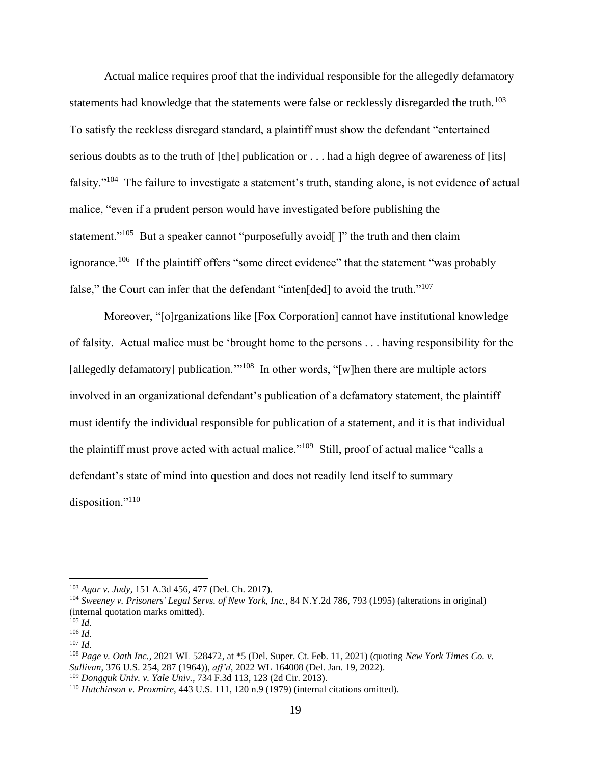Actual malice requires proof that the individual responsible for the allegedly defamatory statements had knowledge that the statements were false or recklessly disregarded the truth.[103] To satisfy the reckless disregard standard, a plaintiff must show the defendant "entertained serious doubts as to the truth of [the] publication or . . . had a high degree of awareness of [its] falsity."[104] The failure to investigate a statement's truth, standing alone, is not evidence of actual malice, "even if a prudent person would have investigated before publishing the statement."[105] But a speaker cannot "purposefully avoid[ ]" the truth and then claim ignorance.[106] If the plaintiff offers "some direct evidence" that the statement "was probably false," the Court can infer that the defendant "inten[ded] to avoid the truth."[107]

Moreover, "[o]rganizations like [Fox Corporation] cannot have institutional knowledge of falsity. Actual malice must be 'brought home to the persons . . . having responsibility for the [allegedly defamatory] publication.'"[108] In other words, "[w]hen there are multiple actors involved in an organizational defendant's publication of a defamatory statement, the plaintiff must identify the individual responsible for publication of a statement, and it is that individual the plaintiff must prove acted with actual malice."[109] Still, proof of actual malice "calls a defendant's state of mind into question and does not readily lend itself to summary disposition."[110]

---

[103] *Agar v. Judy*, 151 A.3d 456, 477 (Del. Ch. 2017).

[104] *Sweeney v. Prisoners' Legal Servs. of New York, Inc.*, 84 N.Y.2d 786, 793 (1995) (alterations in original) (internal quotation marks omitted).

[105] *Id.*

[106] *Id.*

[107] *Id.*

[108] *Page v. Oath Inc.*, 2021 WL 528472, at *5 (Del. Super. Ct. Feb. 11, 2021) (quoting *New York Times Co. v. Sullivan*, 376 U.S. 254, 287 (1964)), *aff'd*, 2022 WL 164008 (Del. Jan. 19, 2022).

[109] *Dongguk Univ. v. Yale Univ.*, 734 F.3d 113, 123 (2d Cir. 2013).

[110] *Hutchinson v. Proxmire*, 443 U.S. 111, 120 n.9 (1979) (internal citations omitted).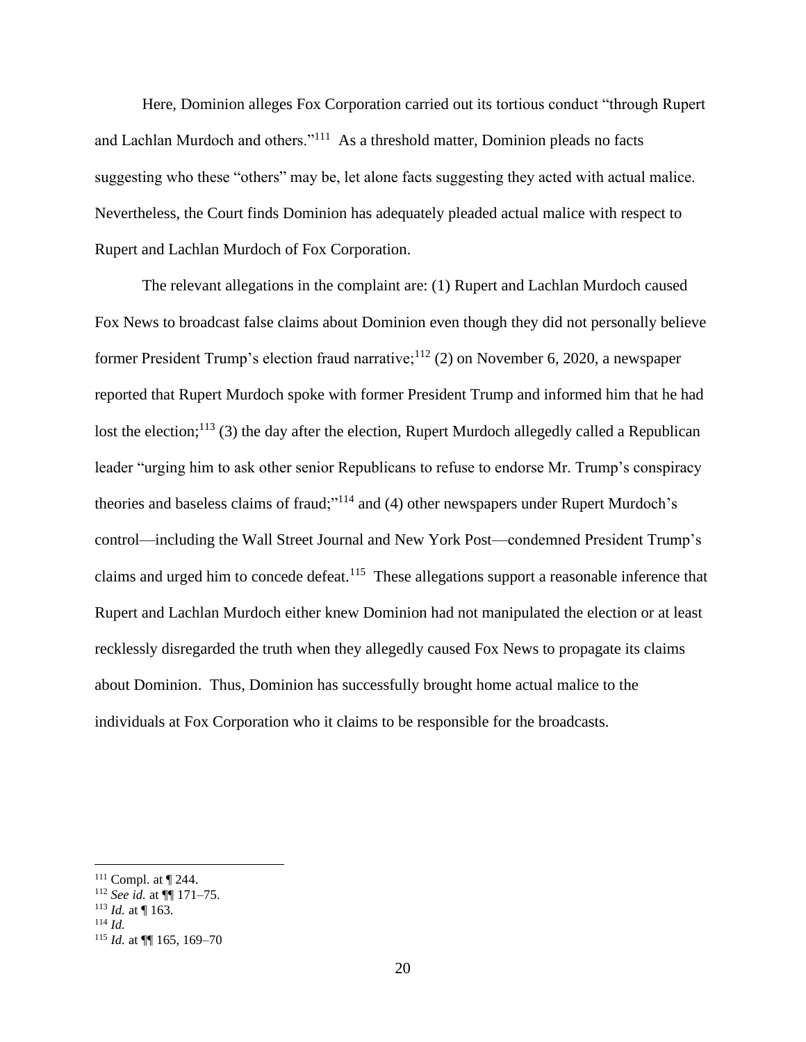Here, Dominion alleges Fox Corporation carried out its tortious conduct "through Rupert and Lachlan Murdoch and others."[111] As a threshold matter, Dominion pleads no facts suggesting who these "others" may be, let alone facts suggesting they acted with actual malice. Nevertheless, the Court finds Dominion has adequately pleaded actual malice with respect to Rupert and Lachlan Murdoch of Fox Corporation.

The relevant allegations in the complaint are: (1) Rupert and Lachlan Murdoch caused Fox News to broadcast false claims about Dominion even though they did not personally believe former President Trump's election fraud narrative;[112] (2) on November 6, 2020, a newspaper reported that Rupert Murdoch spoke with former President Trump and informed him that he had lost the election;[113] (3) the day after the election, Rupert Murdoch allegedly called a Republican leader "urging him to ask other senior Republicans to refuse to endorse Mr. Trump's conspiracy theories and baseless claims of fraud;"[114] and (4) other newspapers under Rupert Murdoch's control—including the Wall Street Journal and New York Post—condemned President Trump's claims and urged him to concede defeat.[115] These allegations support a reasonable inference that Rupert and Lachlan Murdoch either knew Dominion had not manipulated the election or at least recklessly disregarded the truth when they allegedly caused Fox News to propagate its claims about Dominion. Thus, Dominion has successfully brought home actual malice to the individuals at Fox Corporation who it claims to be responsible for the broadcasts.

---

[111] Compl. at ¶ 244.

[112] *See id.* at ¶¶ 171–75.

[113] *Id.* at ¶ 163.

[114] *Id.*

[115] *Id.* at ¶¶ 165, 169–70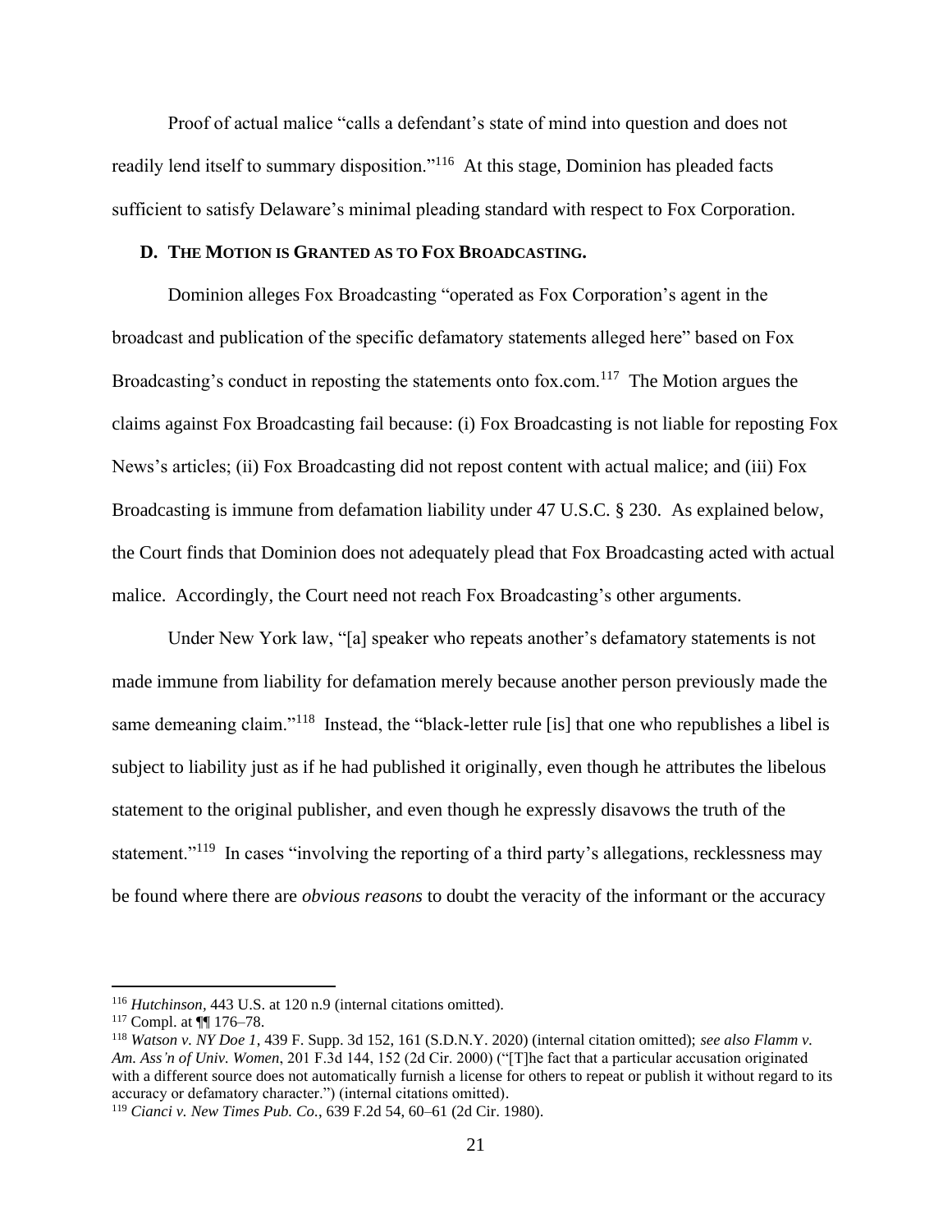Proof of actual malice "calls a defendant's state of mind into question and does not readily lend itself to summary disposition."[116] At this stage, Dominion has pleaded facts sufficient to satisfy Delaware's minimal pleading standard with respect to Fox Corporation.

### D. THE MOTION IS GRANTED AS TO FOX BROADCASTING.

Dominion alleges Fox Broadcasting "operated as Fox Corporation's agent in the broadcast and publication of the specific defamatory statements alleged here" based on Fox Broadcasting's conduct in reposting the statements onto fox.com.[117] The Motion argues the claims against Fox Broadcasting fail because: (i) Fox Broadcasting is not liable for reposting Fox News's articles; (ii) Fox Broadcasting did not repost content with actual malice; and (iii) Fox Broadcasting is immune from defamation liability under 47 U.S.C. § 230. As explained below, the Court finds that Dominion does not adequately plead that Fox Broadcasting acted with actual malice. Accordingly, the Court need not reach Fox Broadcasting's other arguments.

Under New York law, "[a] speaker who repeats another's defamatory statements is not made immune from liability for defamation merely because another person previously made the same demeaning claim."[118] Instead, the "black-letter rule [is] that one who republishes a libel is subject to liability just as if he had published it originally, even though he attributes the libelous statement to the original publisher, and even though he expressly disavows the truth of the statement."[119] In cases "involving the reporting of a third party's allegations, recklessness may be found where there are *obvious reasons* to doubt the veracity of the informant or the accuracy

---

[116] *Hutchinson*, 443 U.S. at 120 n.9 (internal citations omitted).

[117] Compl. at ¶¶ 176–78.

[118] *Watson v. NY Doe 1*, 439 F. Supp. 3d 152, 161 (S.D.N.Y. 2020) (internal citation omitted); *see also Flamm v. Am. Ass'n of Univ. Women*, 201 F.3d 144, 152 (2d Cir. 2000) ("[T]he fact that a particular accusation originated with a different source does not automatically furnish a license for others to repeat or publish it without regard to its accuracy or defamatory character.") (internal citations omitted).

[119] *Cianci v. New Times Pub. Co.*, 639 F.2d 54, 60–61 (2d Cir. 1980).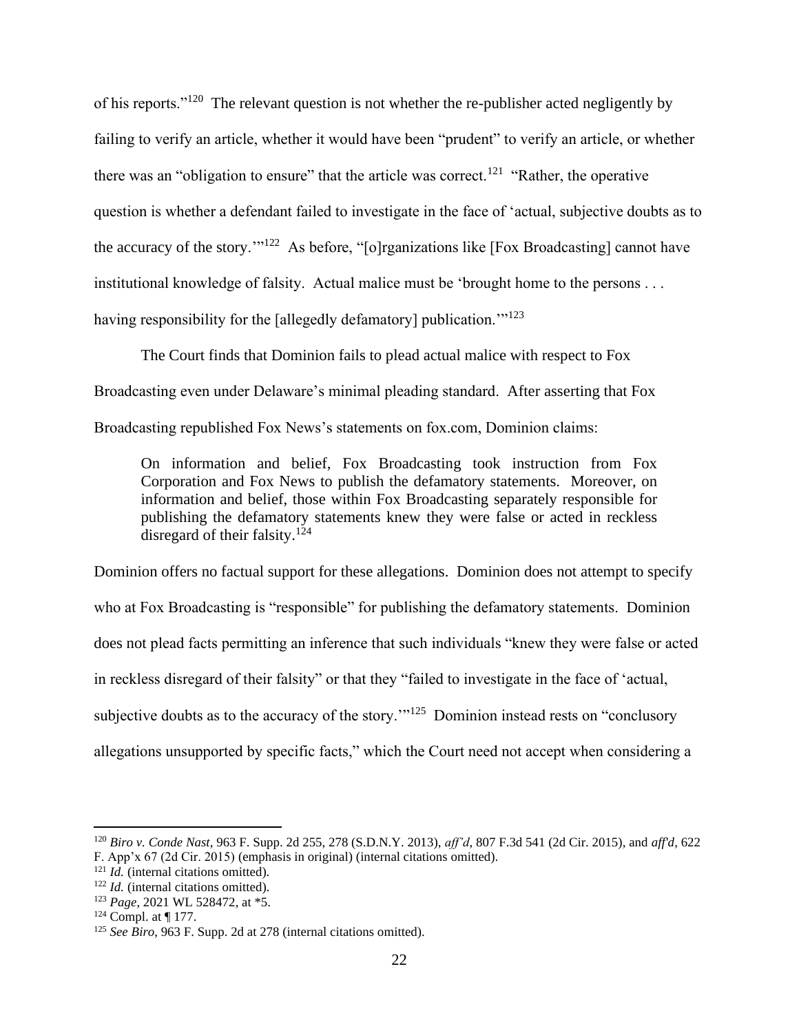of his reports."[120] The relevant question is not whether the re-publisher acted negligently by failing to verify an article, whether it would have been "prudent" to verify an article, or whether there was an "obligation to ensure" that the article was correct.[121] "Rather, the operative question is whether a defendant failed to investigate in the face of 'actual, subjective doubts as to the accuracy of the story.'"[122] As before, "[o]rganizations like [Fox Broadcasting] cannot have institutional knowledge of falsity. Actual malice must be 'brought home to the persons . . . having responsibility for the [allegedly defamatory] publication.'"[123]

The Court finds that Dominion fails to plead actual malice with respect to Fox Broadcasting even under Delaware's minimal pleading standard. After asserting that Fox Broadcasting republished Fox News's statements on fox.com, Dominion claims:

> On information and belief, Fox Broadcasting took instruction from Fox Corporation and Fox News to publish the defamatory statements. Moreover, on information and belief, those within Fox Broadcasting separately responsible for publishing the defamatory statements knew they were false or acted in reckless disregard of their falsity.[124]

Dominion offers no factual support for these allegations. Dominion does not attempt to specify who at Fox Broadcasting is "responsible" for publishing the defamatory statements. Dominion does not plead facts permitting an inference that such individuals "knew they were false or acted in reckless disregard of their falsity" or that they "failed to investigate in the face of 'actual, subjective doubts as to the accuracy of the story.'"[125] Dominion instead rests on "conclusory allegations unsupported by specific facts," which the Court need not accept when considering a

---

[120] *Biro v. Conde Nast*, 963 F. Supp. 2d 255, 278 (S.D.N.Y. 2013), *aff'd*, 807 F.3d 541 (2d Cir. 2015), and *aff'd*, 622 F. App'x 67 (2d Cir. 2015) (emphasis in original) (internal citations omitted).

[121] *Id.* (internal citations omitted).

[122] *Id.* (internal citations omitted).

[123] *Page*, 2021 WL 528472, at *5.

[124] Compl. at ¶ 177.

[125] *See Biro*, 963 F. Supp. 2d at 278 (internal citations omitted).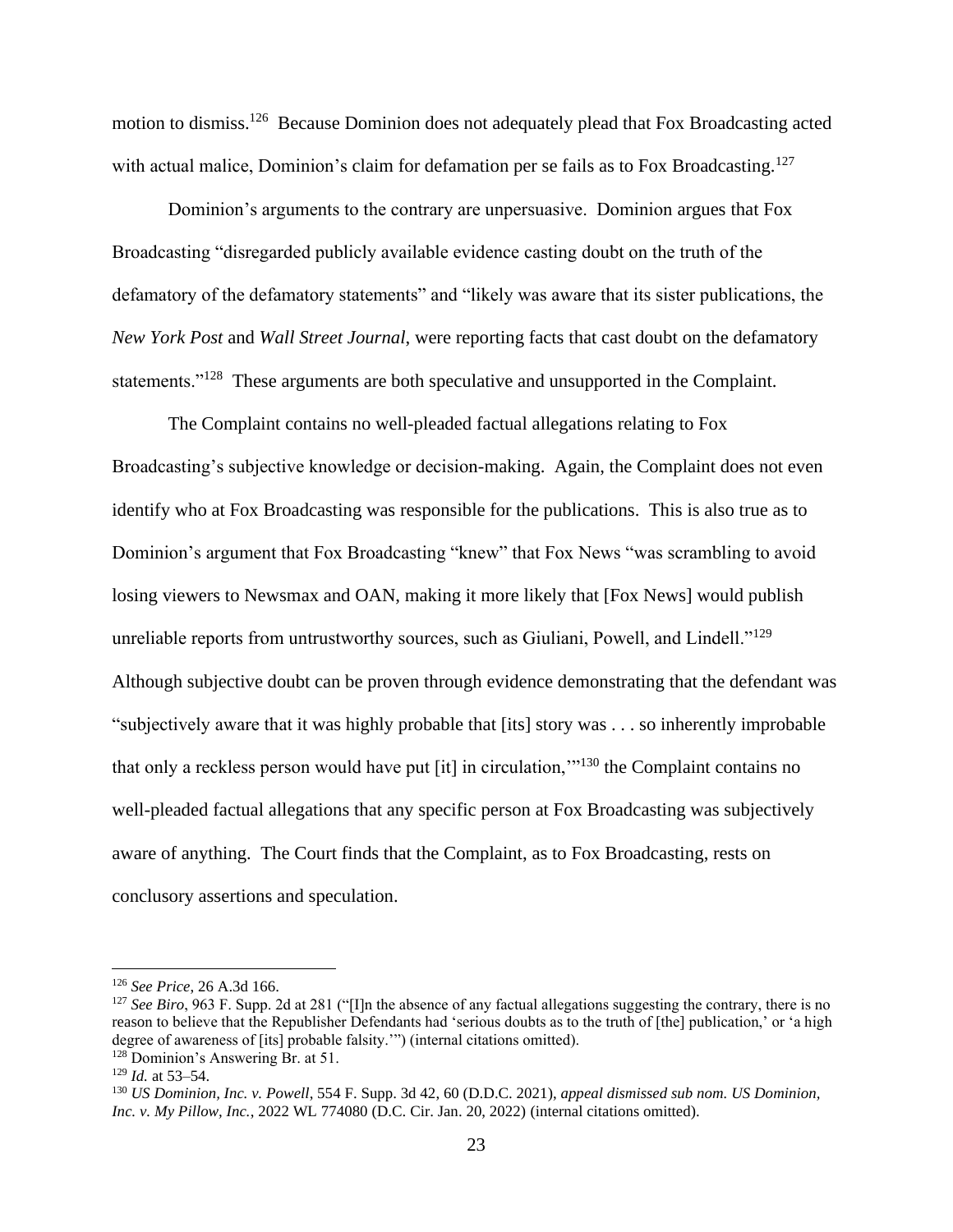motion to dismiss.[126] Because Dominion does not adequately plead that Fox Broadcasting acted with actual malice, Dominion's claim for defamation per se fails as to Fox Broadcasting.[127]

Dominion's arguments to the contrary are unpersuasive. Dominion argues that Fox Broadcasting "disregarded publicly available evidence casting doubt on the truth of the defamatory of the defamatory statements" and "likely was aware that its sister publications, the *New York Post* and *Wall Street Journal*, were reporting facts that cast doubt on the defamatory statements."[128] These arguments are both speculative and unsupported in the Complaint.

The Complaint contains no well-pleaded factual allegations relating to Fox Broadcasting's subjective knowledge or decision-making. Again, the Complaint does not even identify who at Fox Broadcasting was responsible for the publications. This is also true as to Dominion's argument that Fox Broadcasting "knew" that Fox News "was scrambling to avoid losing viewers to Newsmax and OAN, making it more likely that [Fox News] would publish unreliable reports from untrustworthy sources, such as Giuliani, Powell, and Lindell."[129] Although subjective doubt can be proven through evidence demonstrating that the defendant was "subjectively aware that it was highly probable that [its] story was . . . so inherently improbable that only a reckless person would have put [it] in circulation,'"[130] the Complaint contains no well-pleaded factual allegations that any specific person at Fox Broadcasting was subjectively aware of anything. The Court finds that the Complaint, as to Fox Broadcasting, rests on conclusory assertions and speculation.

---

[126] *See Price*, 26 A.3d 166.

[127] *See Biro*, 963 F. Supp. 2d at 281 ("[I]n the absence of any factual allegations suggesting the contrary, there is no reason to believe that the Republisher Defendants had 'serious doubts as to the truth of [the] publication,' or 'a high degree of awareness of [its] probable falsity.'") (internal citations omitted).

[128] Dominion's Answering Br. at 51.

[129] *Id.* at 53–54.

[130] *US Dominion, Inc. v. Powell*, 554 F. Supp. 3d 42, 60 (D.D.C. 2021), *appeal dismissed sub nom. US Dominion, Inc. v. My Pillow, Inc.*, 2022 WL 774080 (D.C. Cir. Jan. 20, 2022) (internal citations omitted).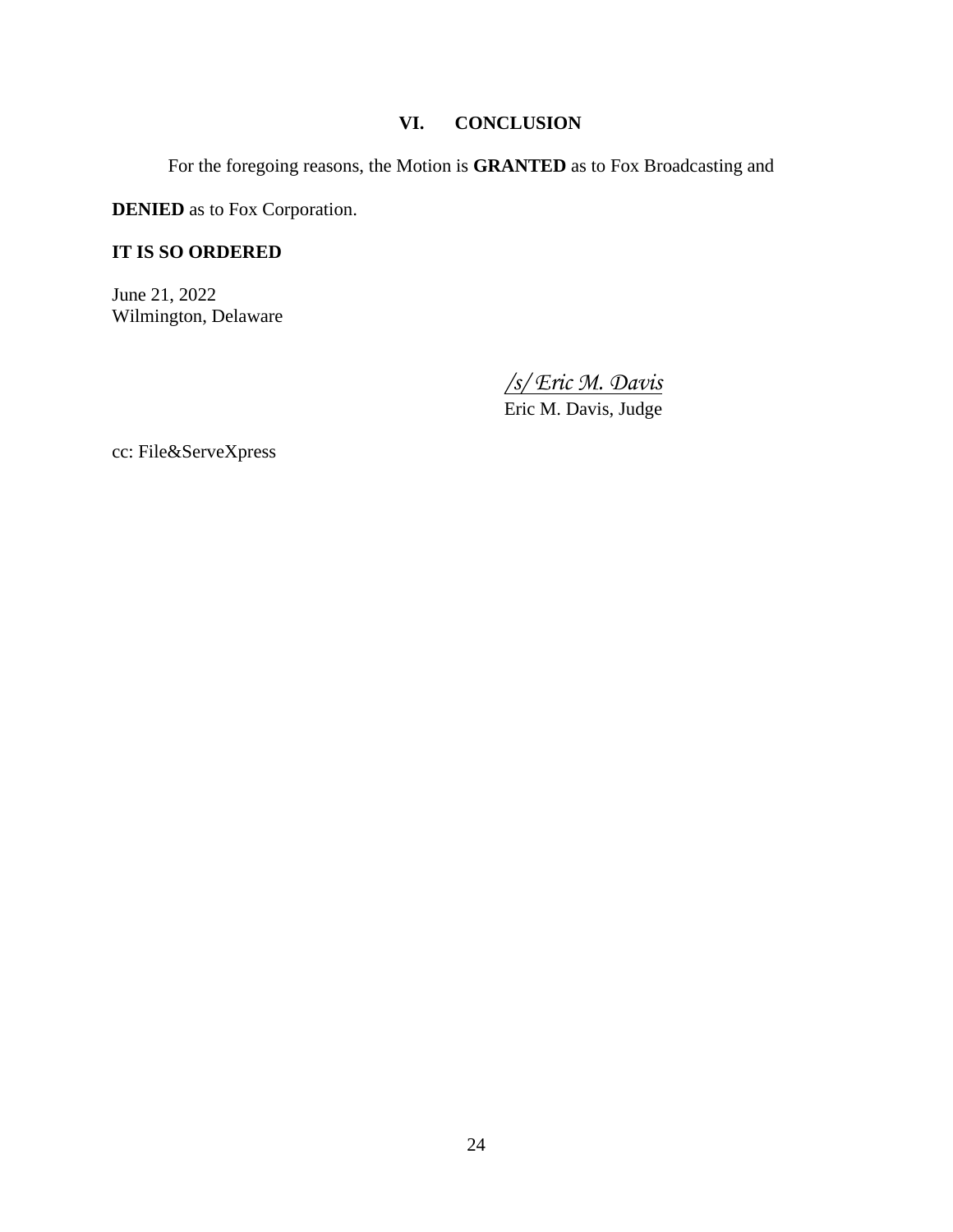## VI. CONCLUSION

For the foregoing reasons, the Motion is **GRANTED** as to Fox Broadcasting and **DENIED** as to Fox Corporation.

**IT IS SO ORDERED**

June 21, 2022
Wilmington, Delaware

*/s/ Eric M. Davis*
Eric M. Davis, Judge

cc: File&ServeXpress